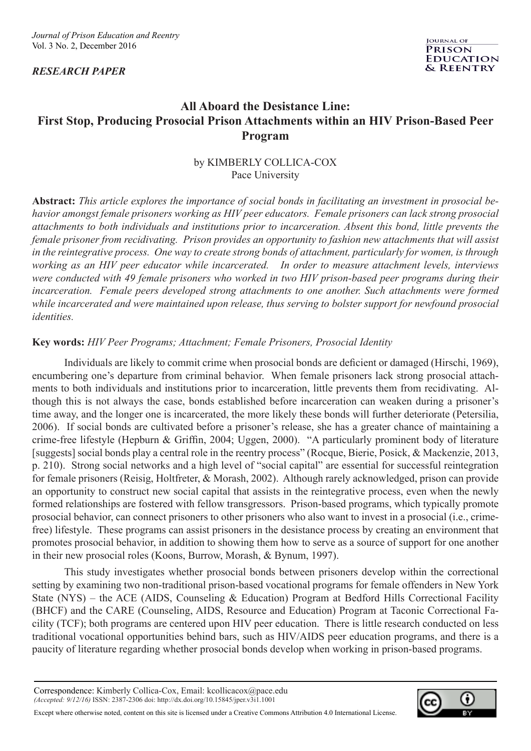*RESEARCH PAPER*

# All Aboard the Desistance Line: First Stop, Producing Prosocial Prison Attachments within an HIV Prison-Based Peer Program

by KIMBERLY COLLICA-COX
Pace University

**Abstract:** *This article explores the importance of social bonds in facilitating an investment in prosocial behavior amongst female prisoners working as HIV peer educators. Female prisoners can lack strong prosocial attachments to both individuals and institutions prior to incarceration. Absent this bond, little prevents the female prisoner from recidivating. Prison provides an opportunity to fashion new attachments that will assist in the reintegrative process. One way to create strong bonds of attachment, particularly for women, is through working as an HIV peer educator while incarcerated. In order to measure attachment levels, interviews were conducted with 49 female prisoners who worked in two HIV prison-based peer programs during their incarceration. Female peers developed strong attachments to one another. Such attachments were formed while incarcerated and were maintained upon release, thus serving to bolster support for newfound prosocial identities.*

**Key words:** *HIV Peer Programs; Attachment; Female Prisoners, Prosocial Identity*

Individuals are likely to commit crime when prosocial bonds are deficient or damaged (Hirschi, 1969), encumbering one's departure from criminal behavior. When female prisoners lack strong prosocial attachments to both individuals and institutions prior to incarceration, little prevents them from recidivating. Although this is not always the case, bonds established before incarceration can weaken during a prisoner's time away, and the longer one is incarcerated, the more likely these bonds will further deteriorate (Petersilia, 2006). If social bonds are cultivated before a prisoner's release, she has a greater chance of maintaining a crime-free lifestyle (Hepburn & Griffin, 2004; Uggen, 2000). "A particularly prominent body of literature [suggests] social bonds play a central role in the reentry process" (Rocque, Bierie, Posick, & Mackenzie, 2013, p. 210). Strong social networks and a high level of "social capital" are essential for successful reintegration for female prisoners (Reisig, Holtfreter, & Morash, 2002). Although rarely acknowledged, prison can provide an opportunity to construct new social capital that assists in the reintegrative process, even when the newly formed relationships are fostered with fellow transgressors. Prison-based programs, which typically promote prosocial behavior, can connect prisoners to other prisoners who also want to invest in a prosocial (i.e., crime-free) lifestyle. These programs can assist prisoners in the desistance process by creating an environment that promotes prosocial behavior, in addition to showing them how to serve as a source of support for one another in their new prosocial roles (Koons, Burrow, Morash, & Bynum, 1997).

This study investigates whether prosocial bonds between prisoners develop within the correctional setting by examining two non-traditional prison-based vocational programs for female offenders in New York State (NYS) – the ACE (AIDS, Counseling & Education) Program at Bedford Hills Correctional Facility (BHCF) and the CARE (Counseling, AIDS, Resource and Education) Program at Taconic Correctional Facility (TCF); both programs are centered upon HIV peer education. There is little research conducted on less traditional vocational opportunities behind bars, such as HIV/AIDS peer education programs, and there is a paucity of literature regarding whether prosocial bonds develop when working in prison-based programs.

Correspondence: Kimberly Collica-Cox, Email: kcollicacox@pace.edu
*(Accepted: 9/12/16)* ISSN: 2387-2306 doi: http://dx.doi.org/10.15845/jper.v3i1.1001

Except where otherwise noted, content on this site is licensed under a Creative Commons Attribution 4.0 International License.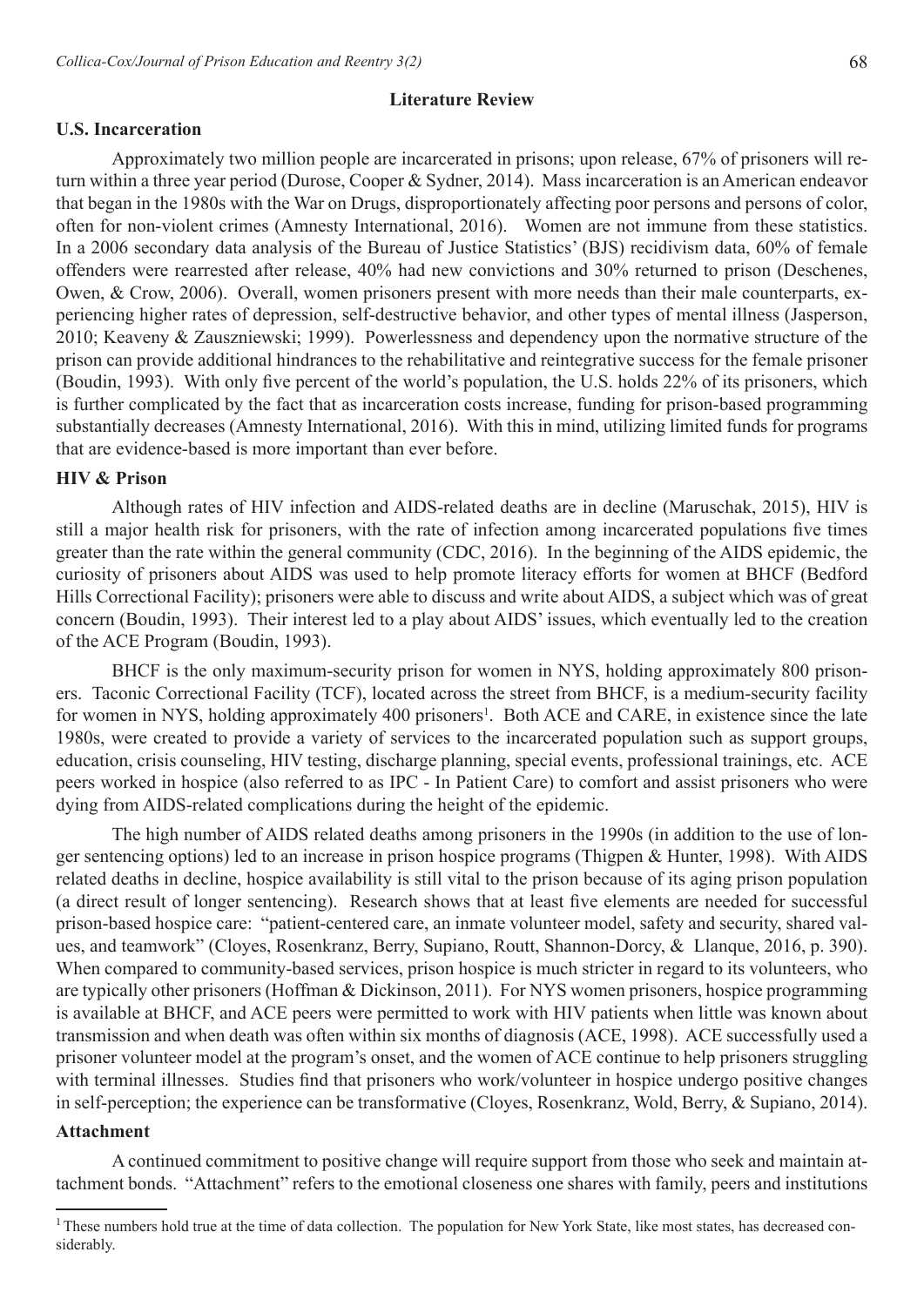## Literature Review

### U.S. Incarceration

Approximately two million people are incarcerated in prisons; upon release, 67% of prisoners will return within a three year period (Durose, Cooper & Sydner, 2014). Mass incarceration is an American endeavor that began in the 1980s with the War on Drugs, disproportionately affecting poor persons and persons of color, often for non-violent crimes (Amnesty International, 2016). Women are not immune from these statistics. In a 2006 secondary data analysis of the Bureau of Justice Statistics' (BJS) recidivism data, 60% of female offenders were rearrested after release, 40% had new convictions and 30% returned to prison (Deschenes, Owen, & Crow, 2006). Overall, women prisoners present with more needs than their male counterparts, experiencing higher rates of depression, self-destructive behavior, and other types of mental illness (Jasperson, 2010; Keaveny & Zauszniewski; 1999). Powerlessness and dependency upon the normative structure of the prison can provide additional hindrances to the rehabilitative and reintegrative success for the female prisoner (Boudin, 1993). With only five percent of the world's population, the U.S. holds 22% of its prisoners, which is further complicated by the fact that as incarceration costs increase, funding for prison-based programming substantially decreases (Amnesty International, 2016). With this in mind, utilizing limited funds for programs that are evidence-based is more important than ever before.

### HIV & Prison

Although rates of HIV infection and AIDS-related deaths are in decline (Maruschak, 2015), HIV is still a major health risk for prisoners, with the rate of infection among incarcerated populations five times greater than the rate within the general community (CDC, 2016). In the beginning of the AIDS epidemic, the curiosity of prisoners about AIDS was used to help promote literacy efforts for women at BHCF (Bedford Hills Correctional Facility); prisoners were able to discuss and write about AIDS, a subject which was of great concern (Boudin, 1993). Their interest led to a play about AIDS' issues, which eventually led to the creation of the ACE Program (Boudin, 1993).

BHCF is the only maximum-security prison for women in NYS, holding approximately 800 prisoners. Taconic Correctional Facility (TCF), located across the street from BHCF, is a medium-security facility for women in NYS, holding approximately 400 prisoners[1]. Both ACE and CARE, in existence since the late 1980s, were created to provide a variety of services to the incarcerated population such as support groups, education, crisis counseling, HIV testing, discharge planning, special events, professional trainings, etc. ACE peers worked in hospice (also referred to as IPC - In Patient Care) to comfort and assist prisoners who were dying from AIDS-related complications during the height of the epidemic.

The high number of AIDS related deaths among prisoners in the 1990s (in addition to the use of longer sentencing options) led to an increase in prison hospice programs (Thigpen & Hunter, 1998). With AIDS related deaths in decline, hospice availability is still vital to the prison because of its aging prison population (a direct result of longer sentencing). Research shows that at least five elements are needed for successful prison-based hospice care: "patient-centered care, an inmate volunteer model, safety and security, shared values, and teamwork" (Cloyes, Rosenkranz, Berry, Supiano, Routt, Shannon-Dorcy, & Llanque, 2016, p. 390). When compared to community-based services, prison hospice is much stricter in regard to its volunteers, who are typically other prisoners (Hoffman & Dickinson, 2011). For NYS women prisoners, hospice programming is available at BHCF, and ACE peers were permitted to work with HIV patients when little was known about transmission and when death was often within six months of diagnosis (ACE, 1998). ACE successfully used a prisoner volunteer model at the program's onset, and the women of ACE continue to help prisoners struggling with terminal illnesses. Studies find that prisoners who work/volunteer in hospice undergo positive changes in self-perception; the experience can be transformative (Cloyes, Rosenkranz, Wold, Berry, & Supiano, 2014).

### Attachment

A continued commitment to positive change will require support from those who seek and maintain attachment bonds. "Attachment" refers to the emotional closeness one shares with family, peers and institutions

[1] These numbers hold true at the time of data collection. The population for New York State, like most states, has decreased considerably.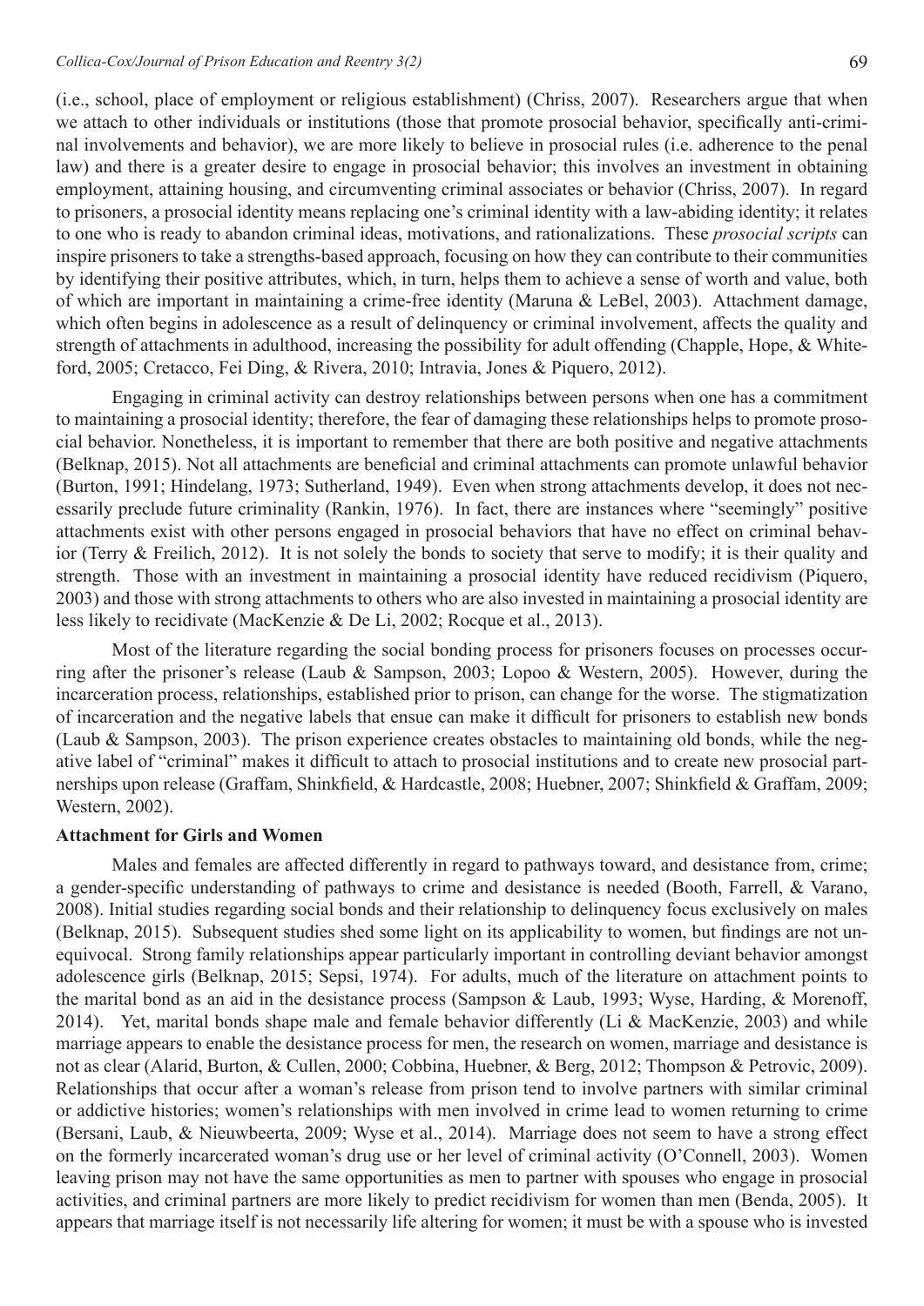(i.e., school, place of employment or religious establishment) (Chriss, 2007). Researchers argue that when we attach to other individuals or institutions (those that promote prosocial behavior, specifically anti-criminal involvements and behavior), we are more likely to believe in prosocial rules (i.e. adherence to the penal law) and there is a greater desire to engage in prosocial behavior; this involves an investment in obtaining employment, attaining housing, and circumventing criminal associates or behavior (Chriss, 2007). In regard to prisoners, a prosocial identity means replacing one's criminal identity with a law-abiding identity; it relates to one who is ready to abandon criminal ideas, motivations, and rationalizations. These *prosocial scripts* can inspire prisoners to take a strengths-based approach, focusing on how they can contribute to their communities by identifying their positive attributes, which, in turn, helps them to achieve a sense of worth and value, both of which are important in maintaining a crime-free identity (Maruna & LeBel, 2003). Attachment damage, which often begins in adolescence as a result of delinquency or criminal involvement, affects the quality and strength of attachments in adulthood, increasing the possibility for adult offending (Chapple, Hope, & Whiteford, 2005; Cretacco, Fei Ding, & Rivera, 2010; Intravia, Jones & Piquero, 2012).

Engaging in criminal activity can destroy relationships between persons when one has a commitment to maintaining a prosocial identity; therefore, the fear of damaging these relationships helps to promote prosocial behavior. Nonetheless, it is important to remember that there are both positive and negative attachments (Belknap, 2015). Not all attachments are beneficial and criminal attachments can promote unlawful behavior (Burton, 1991; Hindelang, 1973; Sutherland, 1949). Even when strong attachments develop, it does not necessarily preclude future criminality (Rankin, 1976). In fact, there are instances where "seemingly" positive attachments exist with other persons engaged in prosocial behaviors that have no effect on criminal behavior (Terry & Freilich, 2012). It is not solely the bonds to society that serve to modify; it is their quality and strength. Those with an investment in maintaining a prosocial identity have reduced recidivism (Piquero, 2003) and those with strong attachments to others who are also invested in maintaining a prosocial identity are less likely to recidivate (MacKenzie & De Li, 2002; Rocque et al., 2013).

Most of the literature regarding the social bonding process for prisoners focuses on processes occurring after the prisoner's release (Laub & Sampson, 2003; Lopoo & Western, 2005). However, during the incarceration process, relationships, established prior to prison, can change for the worse. The stigmatization of incarceration and the negative labels that ensue can make it difficult for prisoners to establish new bonds (Laub & Sampson, 2003). The prison experience creates obstacles to maintaining old bonds, while the negative label of "criminal" makes it difficult to attach to prosocial institutions and to create new prosocial partnerships upon release (Graffam, Shinkfield, & Hardcastle, 2008; Huebner, 2007; Shinkfield & Graffam, 2009; Western, 2002).

**Attachment for Girls and Women**

Males and females are affected differently in regard to pathways toward, and desistance from, crime; a gender-specific understanding of pathways to crime and desistance is needed (Booth, Farrell, & Varano, 2008). Initial studies regarding social bonds and their relationship to delinquency focus exclusively on males (Belknap, 2015). Subsequent studies shed some light on its applicability to women, but findings are not unequivocal. Strong family relationships appear particularly important in controlling deviant behavior amongst adolescence girls (Belknap, 2015; Sepsi, 1974). For adults, much of the literature on attachment points to the marital bond as an aid in the desistance process (Sampson & Laub, 1993; Wyse, Harding, & Morenoff, 2014). Yet, marital bonds shape male and female behavior differently (Li & MacKenzie, 2003) and while marriage appears to enable the desistance process for men, the research on women, marriage and desistance is not as clear (Alarid, Burton, & Cullen, 2000; Cobbina, Huebner, & Berg, 2012; Thompson & Petrovic, 2009). Relationships that occur after a woman's release from prison tend to involve partners with similar criminal or addictive histories; women's relationships with men involved in crime lead to women returning to crime (Bersani, Laub, & Nieuwbeerta, 2009; Wyse et al., 2014). Marriage does not seem to have a strong effect on the formerly incarcerated woman's drug use or her level of criminal activity (O'Connell, 2003). Women leaving prison may not have the same opportunities as men to partner with spouses who engage in prosocial activities, and criminal partners are more likely to predict recidivism for women than men (Benda, 2005). It appears that marriage itself is not necessarily life altering for women; it must be with a spouse who is invested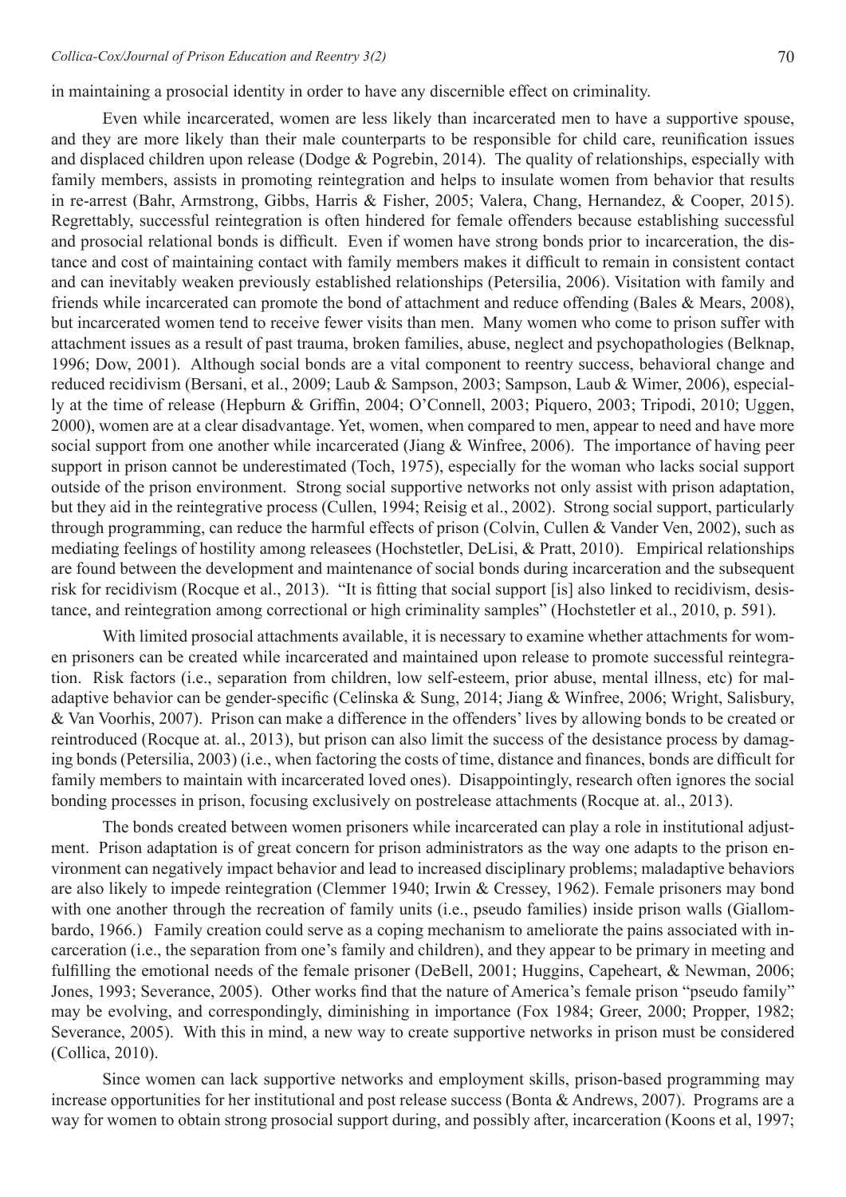in maintaining a prosocial identity in order to have any discernible effect on criminality.

Even while incarcerated, women are less likely than incarcerated men to have a supportive spouse, and they are more likely than their male counterparts to be responsible for child care, reunification issues and displaced children upon release (Dodge & Pogrebin, 2014). The quality of relationships, especially with family members, assists in promoting reintegration and helps to insulate women from behavior that results in re-arrest (Bahr, Armstrong, Gibbs, Harris & Fisher, 2005; Valera, Chang, Hernandez, & Cooper, 2015). Regrettably, successful reintegration is often hindered for female offenders because establishing successful and prosocial relational bonds is difficult. Even if women have strong bonds prior to incarceration, the distance and cost of maintaining contact with family members makes it difficult to remain in consistent contact and can inevitably weaken previously established relationships (Petersilia, 2006). Visitation with family and friends while incarcerated can promote the bond of attachment and reduce offending (Bales & Mears, 2008), but incarcerated women tend to receive fewer visits than men. Many women who come to prison suffer with attachment issues as a result of past trauma, broken families, abuse, neglect and psychopathologies (Belknap, 1996; Dow, 2001). Although social bonds are a vital component to reentry success, behavioral change and reduced recidivism (Bersani, et al., 2009; Laub & Sampson, 2003; Sampson, Laub & Wimer, 2006), especially at the time of release (Hepburn & Griffin, 2004; O'Connell, 2003; Piquero, 2003; Tripodi, 2010; Uggen, 2000), women are at a clear disadvantage. Yet, women, when compared to men, appear to need and have more social support from one another while incarcerated (Jiang & Winfree, 2006). The importance of having peer support in prison cannot be underestimated (Toch, 1975), especially for the woman who lacks social support outside of the prison environment. Strong social supportive networks not only assist with prison adaptation, but they aid in the reintegrative process (Cullen, 1994; Reisig et al., 2002). Strong social support, particularly through programming, can reduce the harmful effects of prison (Colvin, Cullen & Vander Ven, 2002), such as mediating feelings of hostility among releasees (Hochstetler, DeLisi, & Pratt, 2010). Empirical relationships are found between the development and maintenance of social bonds during incarceration and the subsequent risk for recidivism (Rocque et al., 2013). "It is fitting that social support [is] also linked to recidivism, desistance, and reintegration among correctional or high criminality samples" (Hochstetler et al., 2010, p. 591).

With limited prosocial attachments available, it is necessary to examine whether attachments for women prisoners can be created while incarcerated and maintained upon release to promote successful reintegration. Risk factors (i.e., separation from children, low self-esteem, prior abuse, mental illness, etc) for maladaptive behavior can be gender-specific (Celinska & Sung, 2014; Jiang & Winfree, 2006; Wright, Salisbury, & Van Voorhis, 2007). Prison can make a difference in the offenders' lives by allowing bonds to be created or reintroduced (Rocque at. al., 2013), but prison can also limit the success of the desistance process by damaging bonds (Petersilia, 2003) (i.e., when factoring the costs of time, distance and finances, bonds are difficult for family members to maintain with incarcerated loved ones). Disappointingly, research often ignores the social bonding processes in prison, focusing exclusively on postrelease attachments (Rocque at. al., 2013).

The bonds created between women prisoners while incarcerated can play a role in institutional adjustment. Prison adaptation is of great concern for prison administrators as the way one adapts to the prison environment can negatively impact behavior and lead to increased disciplinary problems; maladaptive behaviors are also likely to impede reintegration (Clemmer 1940; Irwin & Cressey, 1962). Female prisoners may bond with one another through the recreation of family units (i.e., pseudo families) inside prison walls (Giallombardo, 1966.) Family creation could serve as a coping mechanism to ameliorate the pains associated with incarceration (i.e., the separation from one's family and children), and they appear to be primary in meeting and fulfilling the emotional needs of the female prisoner (DeBell, 2001; Huggins, Capeheart, & Newman, 2006; Jones, 1993; Severance, 2005). Other works find that the nature of America's female prison "pseudo family" may be evolving, and correspondingly, diminishing in importance (Fox 1984; Greer, 2000; Propper, 1982; Severance, 2005). With this in mind, a new way to create supportive networks in prison must be considered (Collica, 2010).

Since women can lack supportive networks and employment skills, prison-based programming may increase opportunities for her institutional and post release success (Bonta & Andrews, 2007). Programs are a way for women to obtain strong prosocial support during, and possibly after, incarceration (Koons et al, 1997;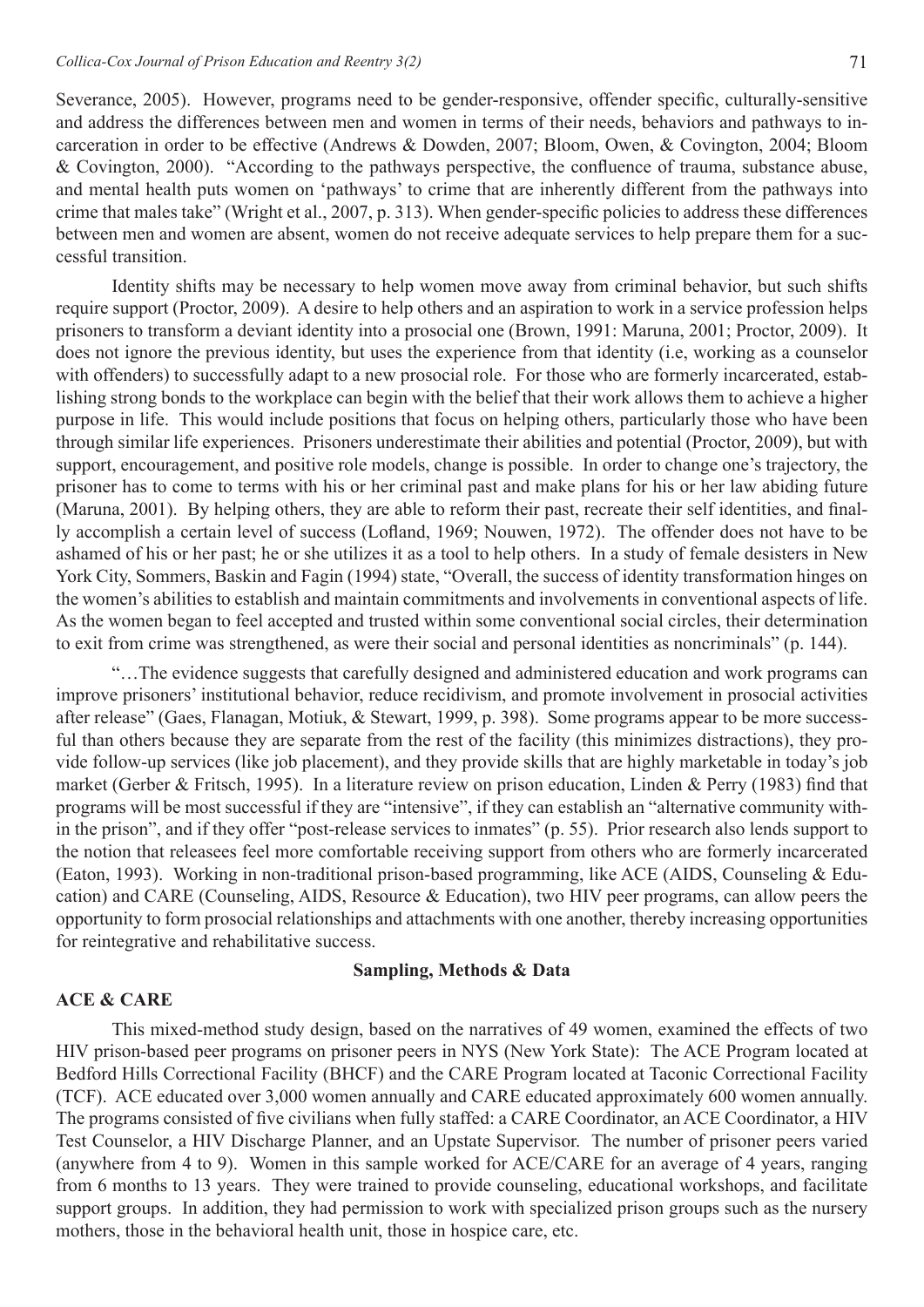Severance, 2005). However, programs need to be gender-responsive, offender specific, culturally-sensitive and address the differences between men and women in terms of their needs, behaviors and pathways to incarceration in order to be effective (Andrews & Dowden, 2007; Bloom, Owen, & Covington, 2004; Bloom & Covington, 2000). "According to the pathways perspective, the confluence of trauma, substance abuse, and mental health puts women on 'pathways' to crime that are inherently different from the pathways into crime that males take" (Wright et al., 2007, p. 313). When gender-specific policies to address these differences between men and women are absent, women do not receive adequate services to help prepare them for a successful transition.

Identity shifts may be necessary to help women move away from criminal behavior, but such shifts require support (Proctor, 2009). A desire to help others and an aspiration to work in a service profession helps prisoners to transform a deviant identity into a prosocial one (Brown, 1991: Maruna, 2001; Proctor, 2009). It does not ignore the previous identity, but uses the experience from that identity (i.e, working as a counselor with offenders) to successfully adapt to a new prosocial role. For those who are formerly incarcerated, establishing strong bonds to the workplace can begin with the belief that their work allows them to achieve a higher purpose in life. This would include positions that focus on helping others, particularly those who have been through similar life experiences. Prisoners underestimate their abilities and potential (Proctor, 2009), but with support, encouragement, and positive role models, change is possible. In order to change one's trajectory, the prisoner has to come to terms with his or her criminal past and make plans for his or her law abiding future (Maruna, 2001). By helping others, they are able to reform their past, recreate their self identities, and finally accomplish a certain level of success (Lofland, 1969; Nouwen, 1972). The offender does not have to be ashamed of his or her past; he or she utilizes it as a tool to help others. In a study of female desisters in New York City, Sommers, Baskin and Fagin (1994) state, "Overall, the success of identity transformation hinges on the women's abilities to establish and maintain commitments and involvements in conventional aspects of life. As the women began to feel accepted and trusted within some conventional social circles, their determination to exit from crime was strengthened, as were their social and personal identities as noncriminals" (p. 144).

"…The evidence suggests that carefully designed and administered education and work programs can improve prisoners' institutional behavior, reduce recidivism, and promote involvement in prosocial activities after release" (Gaes, Flanagan, Motiuk, & Stewart, 1999, p. 398). Some programs appear to be more successful than others because they are separate from the rest of the facility (this minimizes distractions), they provide follow-up services (like job placement), and they provide skills that are highly marketable in today's job market (Gerber & Fritsch, 1995). In a literature review on prison education, Linden & Perry (1983) find that programs will be most successful if they are "intensive", if they can establish an "alternative community within the prison", and if they offer "post-release services to inmates" (p. 55). Prior research also lends support to the notion that releasees feel more comfortable receiving support from others who are formerly incarcerated (Eaton, 1993). Working in non-traditional prison-based programming, like ACE (AIDS, Counseling & Education) and CARE (Counseling, AIDS, Resource & Education), two HIV peer programs, can allow peers the opportunity to form prosocial relationships and attachments with one another, thereby increasing opportunities for reintegrative and rehabilitative success.

## Sampling, Methods & Data

### ACE & CARE

This mixed-method study design, based on the narratives of 49 women, examined the effects of two HIV prison-based peer programs on prisoner peers in NYS (New York State): The ACE Program located at Bedford Hills Correctional Facility (BHCF) and the CARE Program located at Taconic Correctional Facility (TCF). ACE educated over 3,000 women annually and CARE educated approximately 600 women annually. The programs consisted of five civilians when fully staffed: a CARE Coordinator, an ACE Coordinator, a HIV Test Counselor, a HIV Discharge Planner, and an Upstate Supervisor. The number of prisoner peers varied (anywhere from 4 to 9). Women in this sample worked for ACE/CARE for an average of 4 years, ranging from 6 months to 13 years. They were trained to provide counseling, educational workshops, and facilitate support groups. In addition, they had permission to work with specialized prison groups such as the nursery mothers, those in the behavioral health unit, those in hospice care, etc.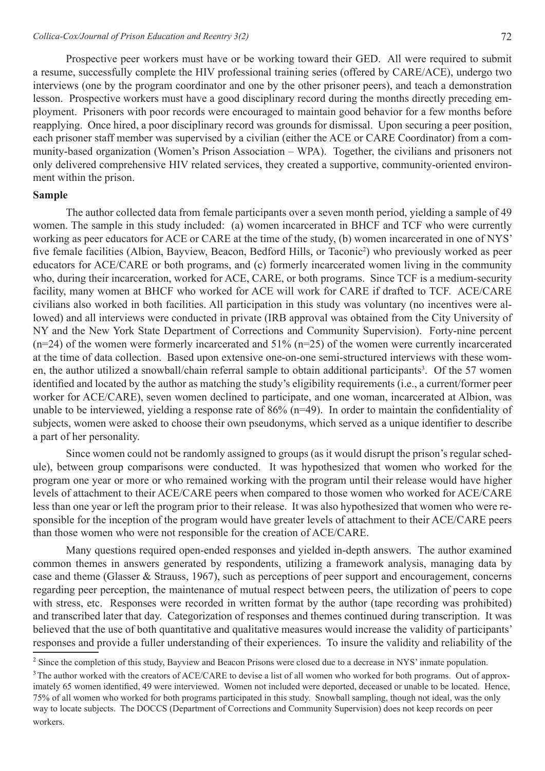Prospective peer workers must have or be working toward their GED. All were required to submit a resume, successfully complete the HIV professional training series (offered by CARE/ACE), undergo two interviews (one by the program coordinator and one by the other prisoner peers), and teach a demonstration lesson. Prospective workers must have a good disciplinary record during the months directly preceding employment. Prisoners with poor records were encouraged to maintain good behavior for a few months before reapplying. Once hired, a poor disciplinary record was grounds for dismissal. Upon securing a peer position, each prisoner staff member was supervised by a civilian (either the ACE or CARE Coordinator) from a community-based organization (Women's Prison Association – WPA). Together, the civilians and prisoners not only delivered comprehensive HIV related services, they created a supportive, community-oriented environment within the prison.

**Sample**

The author collected data from female participants over a seven month period, yielding a sample of 49 women. The sample in this study included: (a) women incarcerated in BHCF and TCF who were currently working as peer educators for ACE or CARE at the time of the study, (b) women incarcerated in one of NYS' five female facilities (Albion, Bayview, Beacon, Bedford Hills, or Taconic[2]) who previously worked as peer educators for ACE/CARE or both programs, and (c) formerly incarcerated women living in the community who, during their incarceration, worked for ACE, CARE, or both programs. Since TCF is a medium-security facility, many women at BHCF who worked for ACE will work for CARE if drafted to TCF. ACE/CARE civilians also worked in both facilities. All participation in this study was voluntary (no incentives were allowed) and all interviews were conducted in private (IRB approval was obtained from the City University of NY and the New York State Department of Corrections and Community Supervision). Forty-nine percent (n=24) of the women were formerly incarcerated and 51% (n=25) of the women were currently incarcerated at the time of data collection. Based upon extensive one-on-one semi-structured interviews with these women, the author utilized a snowball/chain referral sample to obtain additional participants[3]. Of the 57 women identified and located by the author as matching the study's eligibility requirements (i.e., a current/former peer worker for ACE/CARE), seven women declined to participate, and one woman, incarcerated at Albion, was unable to be interviewed, yielding a response rate of 86% (n=49). In order to maintain the confidentiality of subjects, women were asked to choose their own pseudonyms, which served as a unique identifier to describe a part of her personality.

Since women could not be randomly assigned to groups (as it would disrupt the prison's regular schedule), between group comparisons were conducted. It was hypothesized that women who worked for the program one year or more or who remained working with the program until their release would have higher levels of attachment to their ACE/CARE peers when compared to those women who worked for ACE/CARE less than one year or left the program prior to their release. It was also hypothesized that women who were responsible for the inception of the program would have greater levels of attachment to their ACE/CARE peers than those women who were not responsible for the creation of ACE/CARE.

Many questions required open-ended responses and yielded in-depth answers. The author examined common themes in answers generated by respondents, utilizing a framework analysis, managing data by case and theme (Glasser & Strauss, 1967), such as perceptions of peer support and encouragement, concerns regarding peer perception, the maintenance of mutual respect between peers, the utilization of peers to cope with stress, etc. Responses were recorded in written format by the author (tape recording was prohibited) and transcribed later that day. Categorization of responses and themes continued during transcription. It was believed that the use of both quantitative and qualitative measures would increase the validity of participants' responses and provide a fuller understanding of their experiences. To insure the validity and reliability of the

---

[2] Since the completion of this study, Bayview and Beacon Prisons were closed due to a decrease in NYS' inmate population.

[3] The author worked with the creators of ACE/CARE to devise a list of all women who worked for both programs. Out of approximately 65 women identified, 49 were interviewed. Women not included were deported, deceased or unable to be located. Hence, 75% of all women who worked for both programs participated in this study. Snowball sampling, though not ideal, was the only way to locate subjects. The DOCCS (Department of Corrections and Community Supervision) does not keep records on peer workers.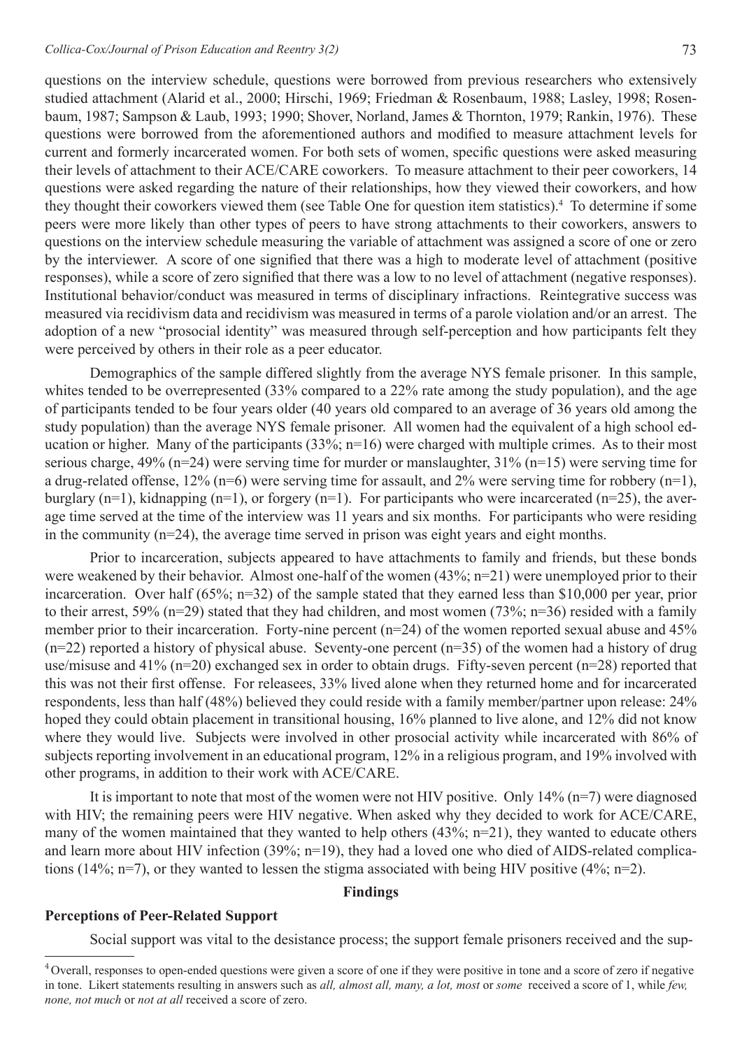questions on the interview schedule, questions were borrowed from previous researchers who extensively studied attachment (Alarid et al., 2000; Hirschi, 1969; Friedman & Rosenbaum, 1988; Lasley, 1998; Rosenbaum, 1987; Sampson & Laub, 1993; 1990; Shover, Norland, James & Thornton, 1979; Rankin, 1976). These questions were borrowed from the aforementioned authors and modified to measure attachment levels for current and formerly incarcerated women. For both sets of women, specific questions were asked measuring their levels of attachment to their ACE/CARE coworkers. To measure attachment to their peer coworkers, 14 questions were asked regarding the nature of their relationships, how they viewed their coworkers, and how they thought their coworkers viewed them (see Table One for question item statistics).[4] To determine if some peers were more likely than other types of peers to have strong attachments to their coworkers, answers to questions on the interview schedule measuring the variable of attachment was assigned a score of one or zero by the interviewer. A score of one signified that there was a high to moderate level of attachment (positive responses), while a score of zero signified that there was a low to no level of attachment (negative responses). Institutional behavior/conduct was measured in terms of disciplinary infractions. Reintegrative success was measured via recidivism data and recidivism was measured in terms of a parole violation and/or an arrest. The adoption of a new "prosocial identity" was measured through self-perception and how participants felt they were perceived by others in their role as a peer educator.

Demographics of the sample differed slightly from the average NYS female prisoner. In this sample, whites tended to be overrepresented (33% compared to a 22% rate among the study population), and the age of participants tended to be four years older (40 years old compared to an average of 36 years old among the study population) than the average NYS female prisoner. All women had the equivalent of a high school education or higher. Many of the participants (33%; n=16) were charged with multiple crimes. As to their most serious charge, 49% (n=24) were serving time for murder or manslaughter, 31% (n=15) were serving time for a drug-related offense, 12% (n=6) were serving time for assault, and 2% were serving time for robbery (n=1), burglary (n=1), kidnapping (n=1), or forgery (n=1). For participants who were incarcerated (n=25), the average time served at the time of the interview was 11 years and six months. For participants who were residing in the community (n=24), the average time served in prison was eight years and eight months.

Prior to incarceration, subjects appeared to have attachments to family and friends, but these bonds were weakened by their behavior. Almost one-half of the women (43%; n=21) were unemployed prior to their incarceration. Over half (65%; n=32) of the sample stated that they earned less than $10,000 per year, prior to their arrest, 59% (n=29) stated that they had children, and most women (73%; n=36) resided with a family member prior to their incarceration. Forty-nine percent (n=24) of the women reported sexual abuse and 45% (n=22) reported a history of physical abuse. Seventy-one percent (n=35) of the women had a history of drug use/misuse and 41% (n=20) exchanged sex in order to obtain drugs. Fifty-seven percent (n=28) reported that this was not their first offense. For releasees, 33% lived alone when they returned home and for incarcerated respondents, less than half (48%) believed they could reside with a family member/partner upon release: 24% hoped they could obtain placement in transitional housing, 16% planned to live alone, and 12% did not know where they would live. Subjects were involved in other prosocial activity while incarcerated with 86% of subjects reporting involvement in an educational program, 12% in a religious program, and 19% involved with other programs, in addition to their work with ACE/CARE.

It is important to note that most of the women were not HIV positive. Only 14% (n=7) were diagnosed with HIV; the remaining peers were HIV negative. When asked why they decided to work for ACE/CARE, many of the women maintained that they wanted to help others (43%; n=21), they wanted to educate others and learn more about HIV infection (39%; n=19), they had a loved one who died of AIDS-related complications (14%; n=7), or they wanted to lessen the stigma associated with being HIV positive (4%; n=2).

## Findings

### Perceptions of Peer-Related Support

Social support was vital to the desistance process; the support female prisoners received and the sup-

---

[4] Overall, responses to open-ended questions were given a score of one if they were positive in tone and a score of zero if negative in tone. Likert statements resulting in answers such as *all, almost all, many, a lot, most* or *some* received a score of 1, while *few, none, not much* or *not at all* received a score of zero.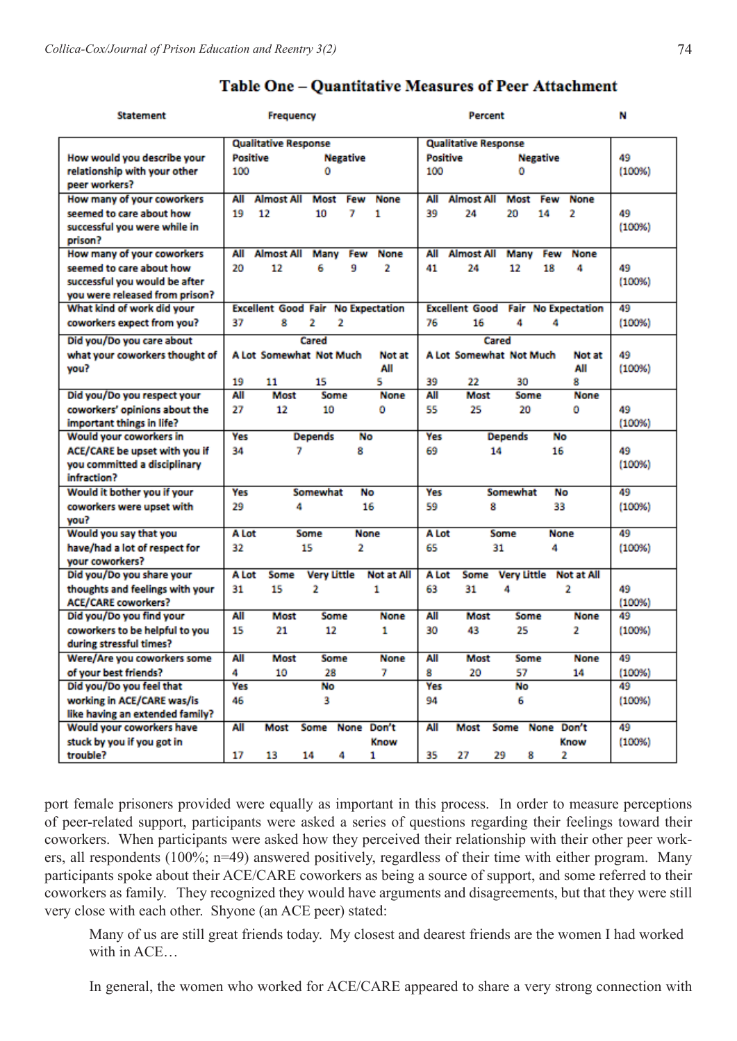## Table One – Quantitative Measures of Peer Attachment

| Statement | Frequency | Percent | N |
|---|---|---|---|
| How would you describe your relationship with your other peer workers? | Qualitative Response: Positive 100, Negative 0 | Qualitative Response: Positive 100, Negative 0 | 49 (100%) |
| How many of your coworkers seemed to care about how successful you were while in prison? | All 19, Almost All 12, Most 10, Few 7, None 1 | All 39, Almost All 24, Most 20, Few 14, None 2 | 49 (100%) |
| How many of your coworkers seemed to care about how successful you would be after you were released from prison? | All 20, Almost All 12, Many 6, Few 9, None 2 | All 41, Almost All 24, Many 12, Few 18, None 4 | 49 (100%) |
| What kind of work did your coworkers expect from you? | Excellent 37, Good 8, Fair 2, No Expectation 2 | Excellent 76, Good 16, Fair 4, No Expectation 4 | 49 (100%) |
| Did you/Do you care about what your coworkers thought of you? | Cared: A Lot 19, Somewhat 11, Not Much 15, Not at All 5 | Cared: A Lot 39, Somewhat 22, Not Much 30, Not at All 8 | 49 (100%) |
| Did you/Do you respect your coworkers' opinions about the important things in life? | All 27, Most 12, Some 10, None 0 | All 55, Most 25, Some 20, None 0 | 49 (100%) |
| Would your coworkers in ACE/CARE be upset with you if you committed a disciplinary infraction? | Yes 34, Depends 7, No 8 | Yes 69, Depends 14, No 16 | 49 (100%) |
| Would it bother you if your coworkers were upset with you? | Yes 29, Somewhat 4, No 16 | Yes 59, Somewhat 8, No 33 | 49 (100%) |
| Would you say that you have/had a lot of respect for your coworkers? | A Lot 32, Some 15, None 2 | A Lot 65, Some 31, None 4 | 49 (100%) |
| Did you/Do you share your thoughts and feelings with your ACE/CARE coworkers? | A Lot 31, Some 15, Very Little 2, Not at All 1 | A Lot 63, Some 31, Very Little 4, Not at All 2 | 49 (100%) |
| Did you/Do you find your coworkers to be helpful to you during stressful times? | All 15, Most 21, Some 12, None 1 | All 30, Most 43, Some 25, None 2 | 49 (100%) |
| Were/Are you coworkers some of your best friends? | All 4, Most 10, Some 28, None 7 | All 8, Most 20, Some 57, None 14 | 49 (100%) |
| Did you/Do you feel that working in ACE/CARE was/is like having an extended family? | Yes 46, No 3 | Yes 94, No 6 | 49 (100%) |
| Would your coworkers have stuck by you if you got in trouble? | All 17, Most 13, Some 14, None 4, Don't Know 1 | All 35, Most 27, Some 29, None 8, Don't Know 2 | 49 (100%) |

port female prisoners provided were equally as important in this process. In order to measure perceptions of peer-related support, participants were asked a series of questions regarding their feelings toward their coworkers. When participants were asked how they perceived their relationship with their other peer workers, all respondents (100%; n=49) answered positively, regardless of their time with either program. Many participants spoke about their ACE/CARE coworkers as being a source of support, and some referred to their coworkers as family. They recognized they would have arguments and disagreements, but that they were still very close with each other. Shyone (an ACE peer) stated:

> Many of us are still great friends today. My closest and dearest friends are the women I had worked with in ACE…

In general, the women who worked for ACE/CARE appeared to share a very strong connection with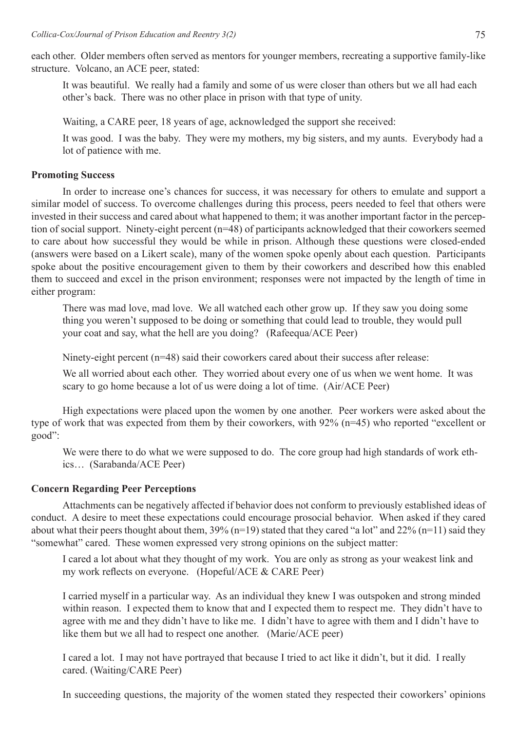each other. Older members often served as mentors for younger members, recreating a supportive family-like structure. Volcano, an ACE peer, stated:

> It was beautiful. We really had a family and some of us were closer than others but we all had each other's back. There was no other place in prison with that type of unity.

Waiting, a CARE peer, 18 years of age, acknowledged the support she received:

> It was good. I was the baby. They were my mothers, my big sisters, and my aunts. Everybody had a lot of patience with me.

### Promoting Success

In order to increase one's chances for success, it was necessary for others to emulate and support a similar model of success. To overcome challenges during this process, peers needed to feel that others were invested in their success and cared about what happened to them; it was another important factor in the perception of social support. Ninety-eight percent (n=48) of participants acknowledged that their coworkers seemed to care about how successful they would be while in prison. Although these questions were closed-ended (answers were based on a Likert scale), many of the women spoke openly about each question. Participants spoke about the positive encouragement given to them by their coworkers and described how this enabled them to succeed and excel in the prison environment; responses were not impacted by the length of time in either program:

> There was mad love, mad love. We all watched each other grow up. If they saw you doing some thing you weren't supposed to be doing or something that could lead to trouble, they would pull your coat and say, what the hell are you doing? (Rafeequa/ACE Peer)

Ninety-eight percent (n=48) said their coworkers cared about their success after release:

> We all worried about each other. They worried about every one of us when we went home. It was scary to go home because a lot of us were doing a lot of time. (Air/ACE Peer)

High expectations were placed upon the women by one another. Peer workers were asked about the type of work that was expected from them by their coworkers, with 92% (n=45) who reported "excellent or good":

> We were there to do what we were supposed to do. The core group had high standards of work ethics… (Sarabanda/ACE Peer)

### Concern Regarding Peer Perceptions

Attachments can be negatively affected if behavior does not conform to previously established ideas of conduct. A desire to meet these expectations could encourage prosocial behavior. When asked if they cared about what their peers thought about them, 39% (n=19) stated that they cared "a lot" and 22% (n=11) said they "somewhat" cared. These women expressed very strong opinions on the subject matter:

> I cared a lot about what they thought of my work. You are only as strong as your weakest link and my work reflects on everyone. (Hopeful/ACE & CARE Peer)

> I carried myself in a particular way. As an individual they knew I was outspoken and strong minded within reason. I expected them to know that and I expected them to respect me. They didn't have to agree with me and they didn't have to like me. I didn't have to agree with them and I didn't have to like them but we all had to respect one another. (Marie/ACE peer)

> I cared a lot. I may not have portrayed that because I tried to act like it didn't, but it did. I really cared. (Waiting/CARE Peer)

In succeeding questions, the majority of the women stated they respected their coworkers' opinions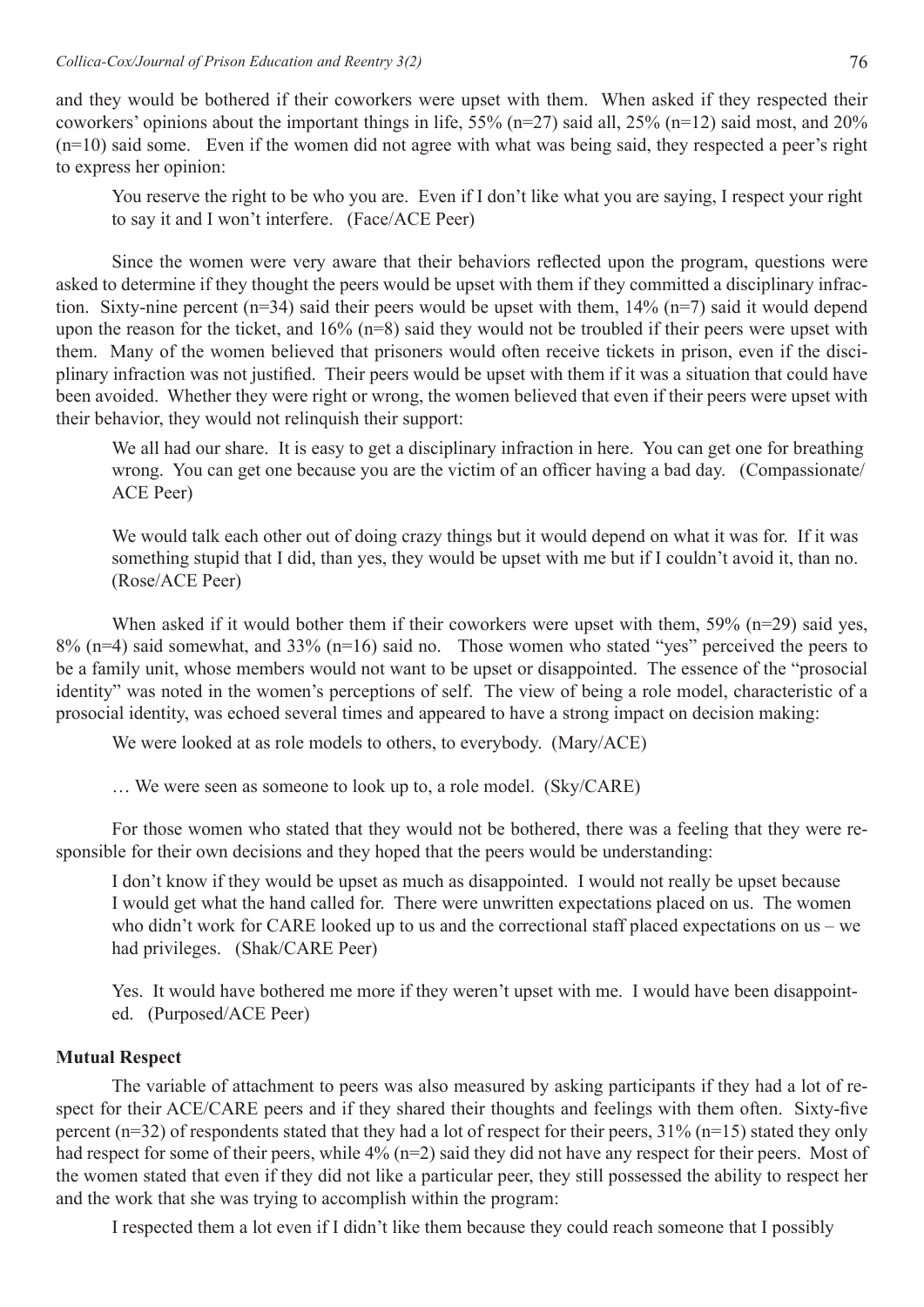and they would be bothered if their coworkers were upset with them. When asked if they respected their coworkers' opinions about the important things in life, 55% (n=27) said all, 25% (n=12) said most, and 20% (n=10) said some. Even if the women did not agree with what was being said, they respected a peer's right to express her opinion:

> You reserve the right to be who you are. Even if I don't like what you are saying, I respect your right to say it and I won't interfere. (Face/ACE Peer)

Since the women were very aware that their behaviors reflected upon the program, questions were asked to determine if they thought the peers would be upset with them if they committed a disciplinary infraction. Sixty-nine percent (n=34) said their peers would be upset with them, 14% (n=7) said it would depend upon the reason for the ticket, and 16% (n=8) said they would not be troubled if their peers were upset with them. Many of the women believed that prisoners would often receive tickets in prison, even if the disciplinary infraction was not justified. Their peers would be upset with them if it was a situation that could have been avoided. Whether they were right or wrong, the women believed that even if their peers were upset with their behavior, they would not relinquish their support:

> We all had our share. It is easy to get a disciplinary infraction in here. You can get one for breathing wrong. You can get one because you are the victim of an officer having a bad day. (Compassionate/ACE Peer)

> We would talk each other out of doing crazy things but it would depend on what it was for. If it was something stupid that I did, than yes, they would be upset with me but if I couldn't avoid it, than no. (Rose/ACE Peer)

When asked if it would bother them if their coworkers were upset with them, 59% (n=29) said yes, 8% (n=4) said somewhat, and 33% (n=16) said no. Those women who stated "yes" perceived the peers to be a family unit, whose members would not want to be upset or disappointed. The essence of the "prosocial identity" was noted in the women's perceptions of self. The view of being a role model, characteristic of a prosocial identity, was echoed several times and appeared to have a strong impact on decision making:

> We were looked at as role models to others, to everybody. (Mary/ACE)

> … We were seen as someone to look up to, a role model. (Sky/CARE)

For those women who stated that they would not be bothered, there was a feeling that they were responsible for their own decisions and they hoped that the peers would be understanding:

> I don't know if they would be upset as much as disappointed. I would not really be upset because I would get what the hand called for. There were unwritten expectations placed on us. The women who didn't work for CARE looked up to us and the correctional staff placed expectations on us – we had privileges. (Shak/CARE Peer)

> Yes. It would have bothered me more if they weren't upset with me. I would have been disappointed. (Purposed/ACE Peer)

**Mutual Respect**

The variable of attachment to peers was also measured by asking participants if they had a lot of respect for their ACE/CARE peers and if they shared their thoughts and feelings with them often. Sixty-five percent (n=32) of respondents stated that they had a lot of respect for their peers, 31% (n=15) stated they only had respect for some of their peers, while 4% (n=2) said they did not have any respect for their peers. Most of the women stated that even if they did not like a particular peer, they still possessed the ability to respect her and the work that she was trying to accomplish within the program:

> I respected them a lot even if I didn't like them because they could reach someone that I possibly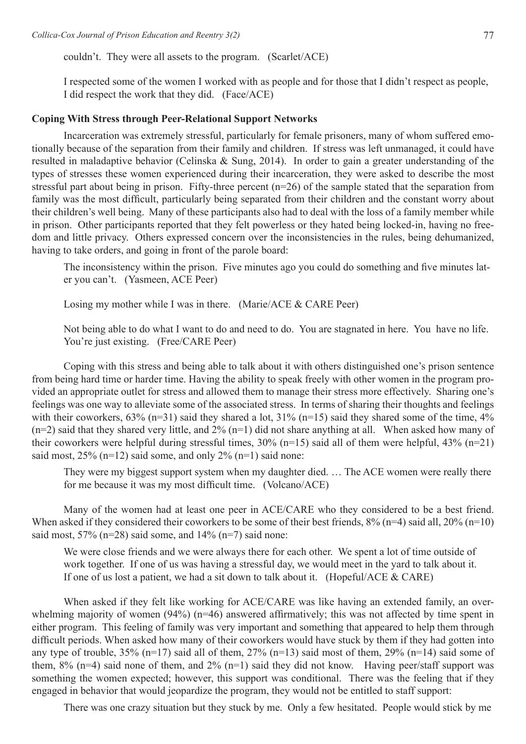couldn't. They were all assets to the program. (Scarlet/ACE)

> I respected some of the women I worked with as people and for those that I didn't respect as people, I did respect the work that they did. (Face/ACE)

**Coping With Stress through Peer-Relational Support Networks**

Incarceration was extremely stressful, particularly for female prisoners, many of whom suffered emotionally because of the separation from their family and children. If stress was left unmanaged, it could have resulted in maladaptive behavior (Celinska & Sung, 2014). In order to gain a greater understanding of the types of stresses these women experienced during their incarceration, they were asked to describe the most stressful part about being in prison. Fifty-three percent (n=26) of the sample stated that the separation from family was the most difficult, particularly being separated from their children and the constant worry about their children's well being. Many of these participants also had to deal with the loss of a family member while in prison. Other participants reported that they felt powerless or they hated being locked-in, having no freedom and little privacy. Others expressed concern over the inconsistencies in the rules, being dehumanized, having to take orders, and going in front of the parole board:

> The inconsistency within the prison. Five minutes ago you could do something and five minutes later you can't. (Yasmeen, ACE Peer)

> Losing my mother while I was in there. (Marie/ACE & CARE Peer)

> Not being able to do what I want to do and need to do. You are stagnated in here. You have no life. You're just existing. (Free/CARE Peer)

Coping with this stress and being able to talk about it with others distinguished one's prison sentence from being hard time or harder time. Having the ability to speak freely with other women in the program provided an appropriate outlet for stress and allowed them to manage their stress more effectively. Sharing one's feelings was one way to alleviate some of the associated stress. In terms of sharing their thoughts and feelings with their coworkers, 63% (n=31) said they shared a lot, 31% (n=15) said they shared some of the time, 4% (n=2) said that they shared very little, and 2% (n=1) did not share anything at all. When asked how many of their coworkers were helpful during stressful times, 30% (n=15) said all of them were helpful, 43% (n=21) said most, 25% (n=12) said some, and only 2% (n=1) said none:

> They were my biggest support system when my daughter died. … The ACE women were really there for me because it was my most difficult time. (Volcano/ACE)

Many of the women had at least one peer in ACE/CARE who they considered to be a best friend. When asked if they considered their coworkers to be some of their best friends, 8% (n=4) said all, 20% (n=10) said most, 57% (n=28) said some, and 14% (n=7) said none:

> We were close friends and we were always there for each other. We spent a lot of time outside of work together. If one of us was having a stressful day, we would meet in the yard to talk about it. If one of us lost a patient, we had a sit down to talk about it. (Hopeful/ACE & CARE)

When asked if they felt like working for ACE/CARE was like having an extended family, an overwhelming majority of women (94%) (n=46) answered affirmatively; this was not affected by time spent in either program. This feeling of family was very important and something that appeared to help them through difficult periods. When asked how many of their coworkers would have stuck by them if they had gotten into any type of trouble, 35% (n=17) said all of them, 27% (n=13) said most of them, 29% (n=14) said some of them, 8% (n=4) said none of them, and 2% (n=1) said they did not know. Having peer/staff support was something the women expected; however, this support was conditional. There was the feeling that if they engaged in behavior that would jeopardize the program, they would not be entitled to staff support:

> There was one crazy situation but they stuck by me. Only a few hesitated. People would stick by me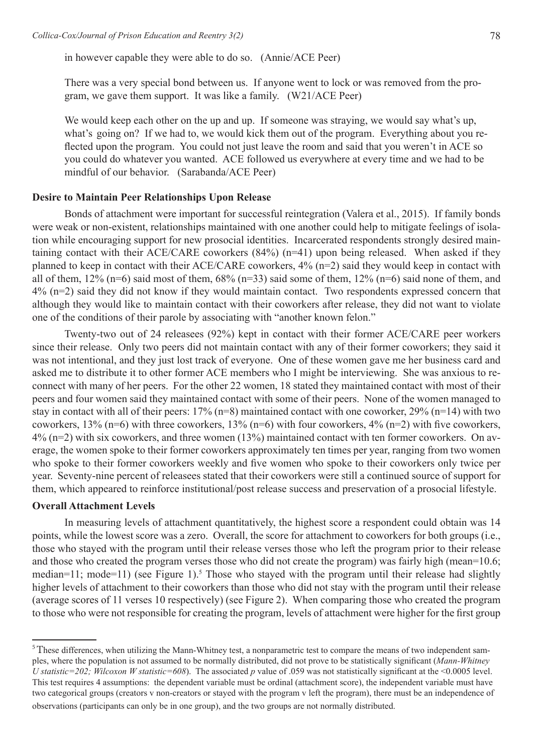in however capable they were able to do so. (Annie/ACE Peer)

There was a very special bond between us. If anyone went to lock or was removed from the program, we gave them support. It was like a family. (W21/ACE Peer)

We would keep each other on the up and up. If someone was straying, we would say what's up, what's going on? If we had to, we would kick them out of the program. Everything about you reflected upon the program. You could not just leave the room and said that you weren't in ACE so you could do whatever you wanted. ACE followed us everywhere at every time and we had to be mindful of our behavior. (Sarabanda/ACE Peer)

### Desire to Maintain Peer Relationships Upon Release

Bonds of attachment were important for successful reintegration (Valera et al., 2015). If family bonds were weak or non-existent, relationships maintained with one another could help to mitigate feelings of isolation while encouraging support for new prosocial identities. Incarcerated respondents strongly desired maintaining contact with their ACE/CARE coworkers (84%) (n=41) upon being released. When asked if they planned to keep in contact with their ACE/CARE coworkers, 4% (n=2) said they would keep in contact with all of them, 12% (n=6) said most of them, 68% (n=33) said some of them, 12% (n=6) said none of them, and 4% (n=2) said they did not know if they would maintain contact. Two respondents expressed concern that although they would like to maintain contact with their coworkers after release, they did not want to violate one of the conditions of their parole by associating with "another known felon."

Twenty-two out of 24 releasees (92%) kept in contact with their former ACE/CARE peer workers since their release. Only two peers did not maintain contact with any of their former coworkers; they said it was not intentional, and they just lost track of everyone. One of these women gave me her business card and asked me to distribute it to other former ACE members who I might be interviewing. She was anxious to reconnect with many of her peers. For the other 22 women, 18 stated they maintained contact with most of their peers and four women said they maintained contact with some of their peers. None of the women managed to stay in contact with all of their peers: 17% (n=8) maintained contact with one coworker, 29% (n=14) with two coworkers, 13% (n=6) with three coworkers, 13% (n=6) with four coworkers, 4% (n=2) with five coworkers, 4% (n=2) with six coworkers, and three women (13%) maintained contact with ten former coworkers. On average, the women spoke to their former coworkers approximately ten times per year, ranging from two women who spoke to their former coworkers weekly and five women who spoke to their coworkers only twice per year. Seventy-nine percent of releasees stated that their coworkers were still a continued source of support for them, which appeared to reinforce institutional/post release success and preservation of a prosocial lifestyle.

### Overall Attachment Levels

In measuring levels of attachment quantitatively, the highest score a respondent could obtain was 14 points, while the lowest score was a zero. Overall, the score for attachment to coworkers for both groups (i.e., those who stayed with the program until their release verses those who left the program prior to their release and those who created the program verses those who did not create the program) was fairly high (mean=10.6; median=11; mode=11) (see Figure 1).[5] Those who stayed with the program until their release had slightly higher levels of attachment to their coworkers than those who did not stay with the program until their release (average scores of 11 verses 10 respectively) (see Figure 2). When comparing those who created the program to those who were not responsible for creating the program, levels of attachment were higher for the first group

[5] These differences, when utilizing the Mann-Whitney test, a nonparametric test to compare the means of two independent samples, where the population is not assumed to be normally distributed, did not prove to be statistically significant (*Mann-Whitney U statistic=202; Wilcoxon W statistic=608*). The associated *p* value of .059 was not statistically significant at the <0.0005 level. This test requires 4 assumptions: the dependent variable must be ordinal (attachment score), the independent variable must have two categorical groups (creators v non-creators or stayed with the program v left the program), there must be an independence of observations (participants can only be in one group), and the two groups are not normally distributed.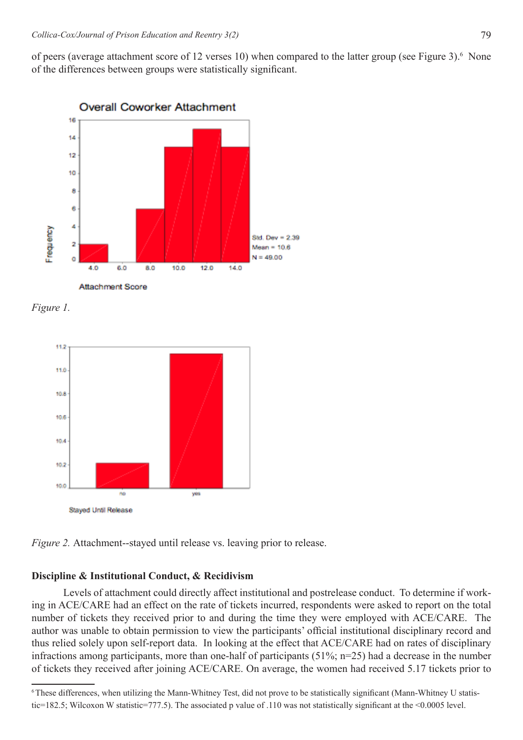of peers (average attachment score of 12 verses 10) when compared to the latter group (see Figure 3).[6] None of the differences between groups were statistically significant.

*Figure 1.*

*Figure 2.* Attachment--stayed until release vs. leaving prior to release.

### Discipline & Institutional Conduct, & Recidivism

Levels of attachment could directly affect institutional and postrelease conduct. To determine if working in ACE/CARE had an effect on the rate of tickets incurred, respondents were asked to report on the total number of tickets they received prior to and during the time they were employed with ACE/CARE. The author was unable to obtain permission to view the participants' official institutional disciplinary record and thus relied solely upon self-report data. In looking at the effect that ACE/CARE had on rates of disciplinary infractions among participants, more than one-half of participants (51%; n=25) had a decrease in the number of tickets they received after joining ACE/CARE. On average, the women had received 5.17 tickets prior to

---

[6] These differences, when utilizing the Mann-Whitney Test, did not prove to be statistically significant (Mann-Whitney U statistic=182.5; Wilcoxon W statistic=777.5). The associated p value of .110 was not statistically significant at the <0.0005 level.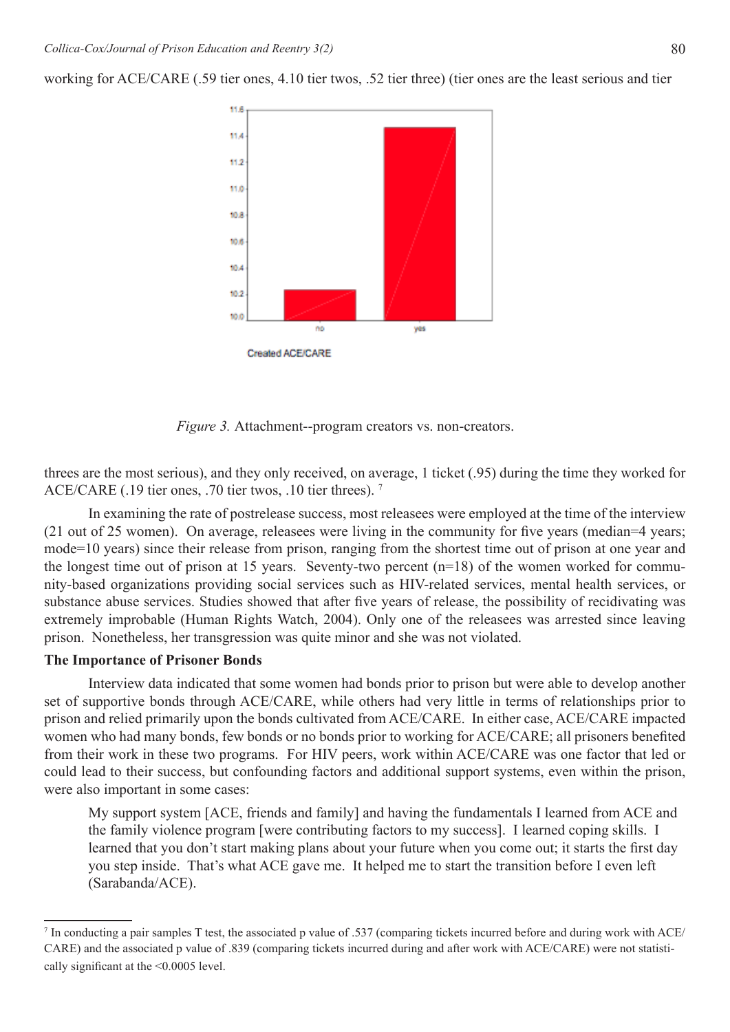working for ACE/CARE (.59 tier ones, 4.10 tier twos, .52 tier three) (tier ones are the least serious and tier

*Figure 3.* Attachment--program creators vs. non-creators.

threes are the most serious), and they only received, on average, 1 ticket (.95) during the time they worked for ACE/CARE (.19 tier ones, .70 tier twos, .10 tier threes). [7]

In examining the rate of postrelease success, most releasees were employed at the time of the interview (21 out of 25 women). On average, releasees were living in the community for five years (median=4 years; mode=10 years) since their release from prison, ranging from the shortest time out of prison at one year and the longest time out of prison at 15 years. Seventy-two percent (n=18) of the women worked for community-based organizations providing social services such as HIV-related services, mental health services, or substance abuse services. Studies showed that after five years of release, the possibility of recidivating was extremely improbable (Human Rights Watch, 2004). Only one of the releasees was arrested since leaving prison. Nonetheless, her transgression was quite minor and she was not violated.

**The Importance of Prisoner Bonds**

Interview data indicated that some women had bonds prior to prison but were able to develop another set of supportive bonds through ACE/CARE, while others had very little in terms of relationships prior to prison and relied primarily upon the bonds cultivated from ACE/CARE. In either case, ACE/CARE impacted women who had many bonds, few bonds or no bonds prior to working for ACE/CARE; all prisoners benefited from their work in these two programs. For HIV peers, work within ACE/CARE was one factor that led or could lead to their success, but confounding factors and additional support systems, even within the prison, were also important in some cases:

> My support system [ACE, friends and family] and having the fundamentals I learned from ACE and the family violence program [were contributing factors to my success]. I learned coping skills. I learned that you don't start making plans about your future when you come out; it starts the first day you step inside. That's what ACE gave me. It helped me to start the transition before I even left (Sarabanda/ACE).

[7] In conducting a pair samples T test, the associated p value of .537 (comparing tickets incurred before and during work with ACE/CARE) and the associated p value of .839 (comparing tickets incurred during and after work with ACE/CARE) were not statistically significant at the $<0.0005$ level.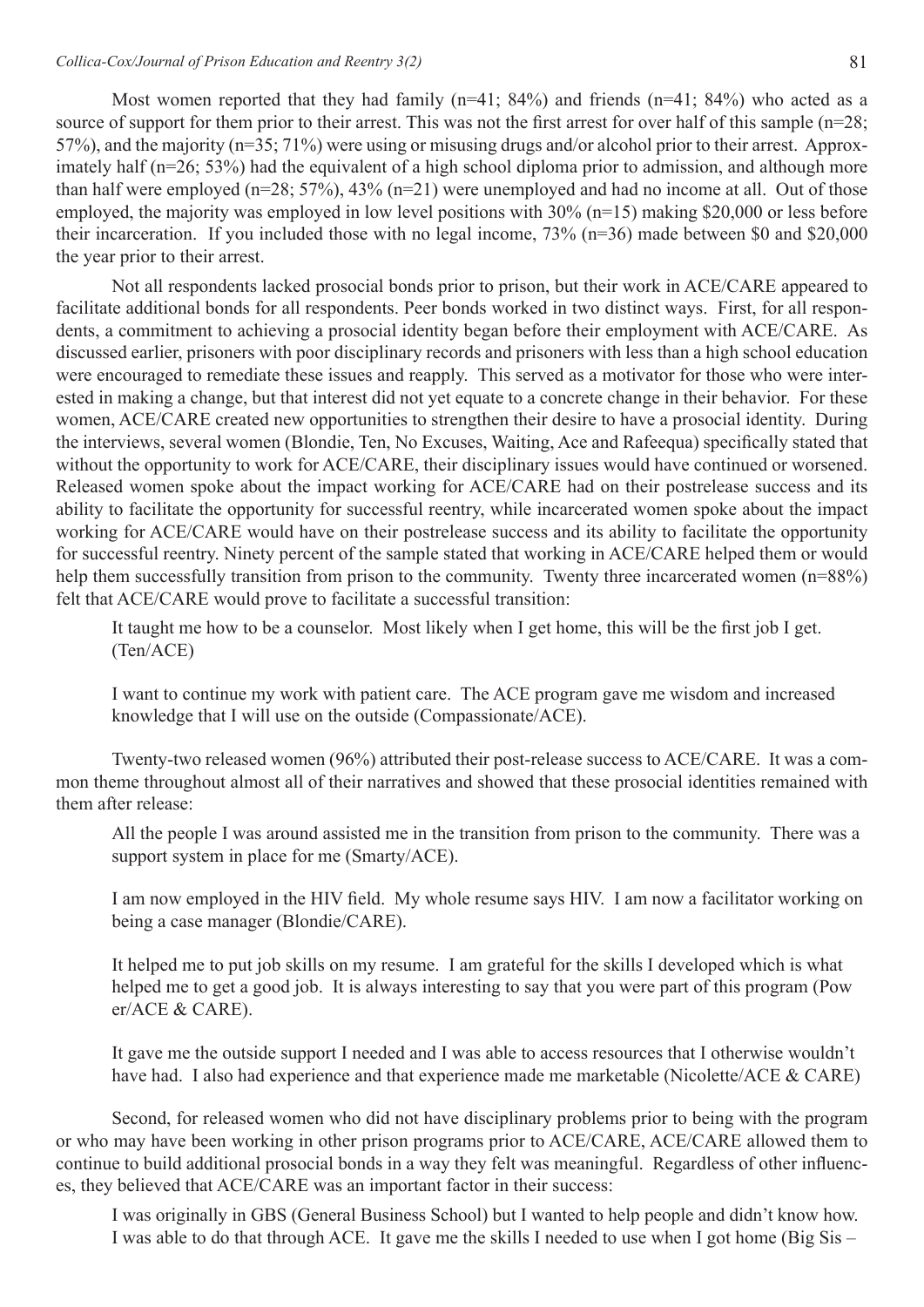Most women reported that they had family (n=41; 84%) and friends (n=41; 84%) who acted as a source of support for them prior to their arrest. This was not the first arrest for over half of this sample (n=28; 57%), and the majority (n=35; 71%) were using or misusing drugs and/or alcohol prior to their arrest. Approximately half (n=26; 53%) had the equivalent of a high school diploma prior to admission, and although more than half were employed (n=28; 57%), 43% (n=21) were unemployed and had no income at all. Out of those employed, the majority was employed in low level positions with 30% (n=15) making $20,000 or less before their incarceration. If you included those with no legal income, 73% (n=36) made between $0 and $20,000 the year prior to their arrest.

Not all respondents lacked prosocial bonds prior to prison, but their work in ACE/CARE appeared to facilitate additional bonds for all respondents. Peer bonds worked in two distinct ways. First, for all respondents, a commitment to achieving a prosocial identity began before their employment with ACE/CARE. As discussed earlier, prisoners with poor disciplinary records and prisoners with less than a high school education were encouraged to remediate these issues and reapply. This served as a motivator for those who were interested in making a change, but that interest did not yet equate to a concrete change in their behavior. For these women, ACE/CARE created new opportunities to strengthen their desire to have a prosocial identity. During the interviews, several women (Blondie, Ten, No Excuses, Waiting, Ace and Rafeequa) specifically stated that without the opportunity to work for ACE/CARE, their disciplinary issues would have continued or worsened. Released women spoke about the impact working for ACE/CARE had on their postrelease success and its ability to facilitate the opportunity for successful reentry, while incarcerated women spoke about the impact working for ACE/CARE would have on their postrelease success and its ability to facilitate the opportunity for successful reentry. Ninety percent of the sample stated that working in ACE/CARE helped them or would help them successfully transition from prison to the community. Twenty three incarcerated women (n=88%) felt that ACE/CARE would prove to facilitate a successful transition:

> It taught me how to be a counselor. Most likely when I get home, this will be the first job I get. (Ten/ACE)

> I want to continue my work with patient care. The ACE program gave me wisdom and increased knowledge that I will use on the outside (Compassionate/ACE).

Twenty-two released women (96%) attributed their post-release success to ACE/CARE. It was a common theme throughout almost all of their narratives and showed that these prosocial identities remained with them after release:

> All the people I was around assisted me in the transition from prison to the community. There was a support system in place for me (Smarty/ACE).

> I am now employed in the HIV field. My whole resume says HIV. I am now a facilitator working on being a case manager (Blondie/CARE).

> It helped me to put job skills on my resume. I am grateful for the skills I developed which is what helped me to get a good job. It is always interesting to say that you were part of this program (Power/ACE & CARE).

> It gave me the outside support I needed and I was able to access resources that I otherwise wouldn't have had. I also had experience and that experience made me marketable (Nicolette/ACE & CARE)

Second, for released women who did not have disciplinary problems prior to being with the program or who may have been working in other prison programs prior to ACE/CARE, ACE/CARE allowed them to continue to build additional prosocial bonds in a way they felt was meaningful. Regardless of other influences, they believed that ACE/CARE was an important factor in their success:

> I was originally in GBS (General Business School) but I wanted to help people and didn't know how. I was able to do that through ACE. It gave me the skills I needed to use when I got home (Big Sis –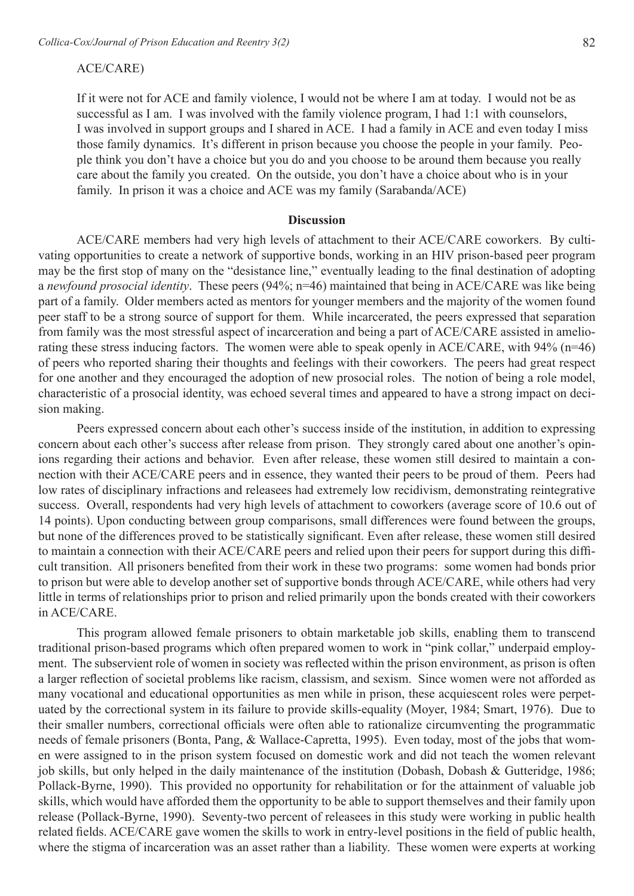ACE/CARE)

> If it were not for ACE and family violence, I would not be where I am at today. I would not be as successful as I am. I was involved with the family violence program, I had 1:1 with counselors, I was involved in support groups and I shared in ACE. I had a family in ACE and even today I miss those family dynamics. It's different in prison because you choose the people in your family. People think you don't have a choice but you do and you choose to be around them because you really care about the family you created. On the outside, you don't have a choice about who is in your family. In prison it was a choice and ACE was my family (Sarabanda/ACE)

### Discussion

ACE/CARE members had very high levels of attachment to their ACE/CARE coworkers. By cultivating opportunities to create a network of supportive bonds, working in an HIV prison-based peer program may be the first stop of many on the "desistance line," eventually leading to the final destination of adopting a *newfound prosocial identity*. These peers (94%; n=46) maintained that being in ACE/CARE was like being part of a family. Older members acted as mentors for younger members and the majority of the women found peer staff to be a strong source of support for them. While incarcerated, the peers expressed that separation from family was the most stressful aspect of incarceration and being a part of ACE/CARE assisted in ameliorating these stress inducing factors. The women were able to speak openly in ACE/CARE, with 94% (n=46) of peers who reported sharing their thoughts and feelings with their coworkers. The peers had great respect for one another and they encouraged the adoption of new prosocial roles. The notion of being a role model, characteristic of a prosocial identity, was echoed several times and appeared to have a strong impact on decision making.

Peers expressed concern about each other's success inside of the institution, in addition to expressing concern about each other's success after release from prison. They strongly cared about one another's opinions regarding their actions and behavior. Even after release, these women still desired to maintain a connection with their ACE/CARE peers and in essence, they wanted their peers to be proud of them. Peers had low rates of disciplinary infractions and releasees had extremely low recidivism, demonstrating reintegrative success. Overall, respondents had very high levels of attachment to coworkers (average score of 10.6 out of 14 points). Upon conducting between group comparisons, small differences were found between the groups, but none of the differences proved to be statistically significant. Even after release, these women still desired to maintain a connection with their ACE/CARE peers and relied upon their peers for support during this difficult transition. All prisoners benefited from their work in these two programs: some women had bonds prior to prison but were able to develop another set of supportive bonds through ACE/CARE, while others had very little in terms of relationships prior to prison and relied primarily upon the bonds created with their coworkers in ACE/CARE.

This program allowed female prisoners to obtain marketable job skills, enabling them to transcend traditional prison-based programs which often prepared women to work in "pink collar," underpaid employment. The subservient role of women in society was reflected within the prison environment, as prison is often a larger reflection of societal problems like racism, classism, and sexism. Since women were not afforded as many vocational and educational opportunities as men while in prison, these acquiescent roles were perpetuated by the correctional system in its failure to provide skills-equality (Moyer, 1984; Smart, 1976). Due to their smaller numbers, correctional officials were often able to rationalize circumventing the programmatic needs of female prisoners (Bonta, Pang, & Wallace-Capretta, 1995). Even today, most of the jobs that women were assigned to in the prison system focused on domestic work and did not teach the women relevant job skills, but only helped in the daily maintenance of the institution (Dobash, Dobash & Gutteridge, 1986; Pollack-Byrne, 1990). This provided no opportunity for rehabilitation or for the attainment of valuable job skills, which would have afforded them the opportunity to be able to support themselves and their family upon release (Pollack-Byrne, 1990). Seventy-two percent of releasees in this study were working in public health related fields. ACE/CARE gave women the skills to work in entry-level positions in the field of public health, where the stigma of incarceration was an asset rather than a liability. These women were experts at working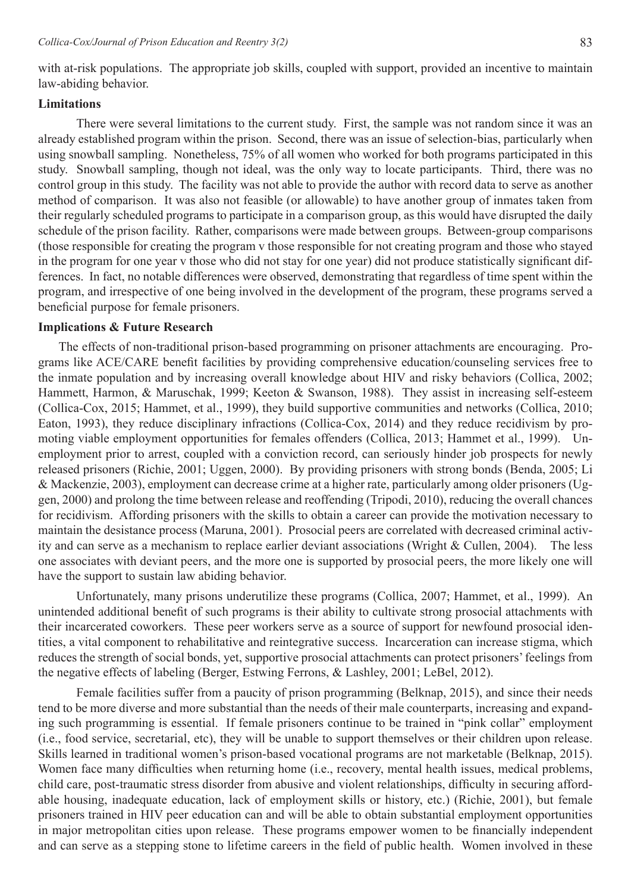with at-risk populations. The appropriate job skills, coupled with support, provided an incentive to maintain law-abiding behavior.

**Limitations**

There were several limitations to the current study. First, the sample was not random since it was an already established program within the prison. Second, there was an issue of selection-bias, particularly when using snowball sampling. Nonetheless, 75% of all women who worked for both programs participated in this study. Snowball sampling, though not ideal, was the only way to locate participants. Third, there was no control group in this study. The facility was not able to provide the author with record data to serve as another method of comparison. It was also not feasible (or allowable) to have another group of inmates taken from their regularly scheduled programs to participate in a comparison group, as this would have disrupted the daily schedule of the prison facility. Rather, comparisons were made between groups. Between-group comparisons (those responsible for creating the program v those responsible for not creating program and those who stayed in the program for one year v those who did not stay for one year) did not produce statistically significant differences. In fact, no notable differences were observed, demonstrating that regardless of time spent within the program, and irrespective of one being involved in the development of the program, these programs served a beneficial purpose for female prisoners.

**Implications & Future Research**

The effects of non-traditional prison-based programming on prisoner attachments are encouraging. Programs like ACE/CARE benefit facilities by providing comprehensive education/counseling services free to the inmate population and by increasing overall knowledge about HIV and risky behaviors (Collica, 2002; Hammett, Harmon, & Maruschak, 1999; Keeton & Swanson, 1988). They assist in increasing self-esteem (Collica-Cox, 2015; Hammet, et al., 1999), they build supportive communities and networks (Collica, 2010; Eaton, 1993), they reduce disciplinary infractions (Collica-Cox, 2014) and they reduce recidivism by promoting viable employment opportunities for females offenders (Collica, 2013; Hammet et al., 1999). Unemployment prior to arrest, coupled with a conviction record, can seriously hinder job prospects for newly released prisoners (Richie, 2001; Uggen, 2000). By providing prisoners with strong bonds (Benda, 2005; Li & Mackenzie, 2003), employment can decrease crime at a higher rate, particularly among older prisoners (Uggen, 2000) and prolong the time between release and reoffending (Tripodi, 2010), reducing the overall chances for recidivism. Affording prisoners with the skills to obtain a career can provide the motivation necessary to maintain the desistance process (Maruna, 2001). Prosocial peers are correlated with decreased criminal activity and can serve as a mechanism to replace earlier deviant associations (Wright & Cullen, 2004). The less one associates with deviant peers, and the more one is supported by prosocial peers, the more likely one will have the support to sustain law abiding behavior.

Unfortunately, many prisons underutilize these programs (Collica, 2007; Hammet, et al., 1999). An unintended additional benefit of such programs is their ability to cultivate strong prosocial attachments with their incarcerated coworkers. These peer workers serve as a source of support for newfound prosocial identities, a vital component to rehabilitative and reintegrative success. Incarceration can increase stigma, which reduces the strength of social bonds, yet, supportive prosocial attachments can protect prisoners' feelings from the negative effects of labeling (Berger, Estwing Ferrons, & Lashley, 2001; LeBel, 2012).

Female facilities suffer from a paucity of prison programming (Belknap, 2015), and since their needs tend to be more diverse and more substantial than the needs of their male counterparts, increasing and expanding such programming is essential. If female prisoners continue to be trained in "pink collar" employment (i.e., food service, secretarial, etc), they will be unable to support themselves or their children upon release. Skills learned in traditional women's prison-based vocational programs are not marketable (Belknap, 2015). Women face many difficulties when returning home (i.e., recovery, mental health issues, medical problems, child care, post-traumatic stress disorder from abusive and violent relationships, difficulty in securing affordable housing, inadequate education, lack of employment skills or history, etc.) (Richie, 2001), but female prisoners trained in HIV peer education can and will be able to obtain substantial employment opportunities in major metropolitan cities upon release. These programs empower women to be financially independent and can serve as a stepping stone to lifetime careers in the field of public health. Women involved in these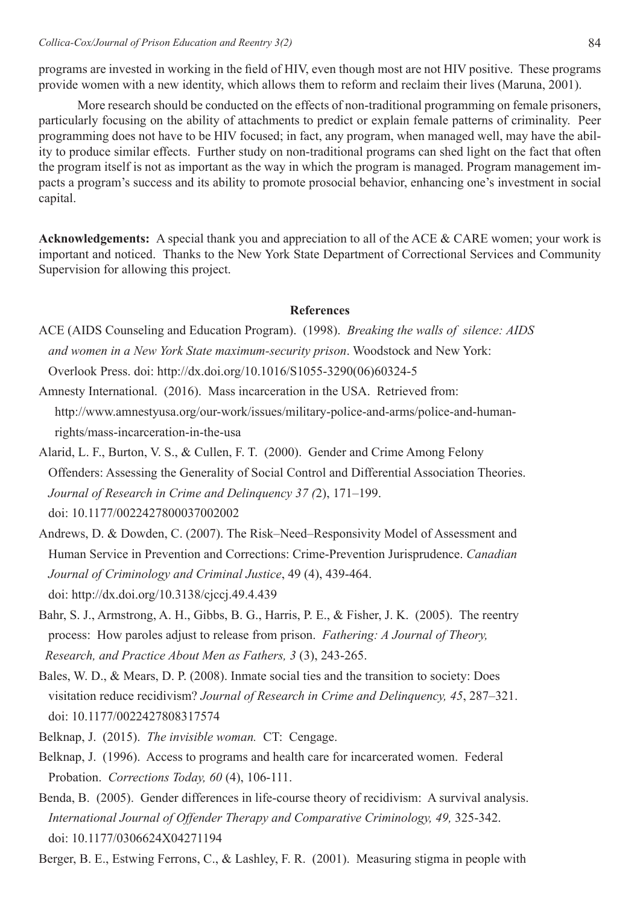programs are invested in working in the field of HIV, even though most are not HIV positive. These programs provide women with a new identity, which allows them to reform and reclaim their lives (Maruna, 2001).

More research should be conducted on the effects of non-traditional programming on female prisoners, particularly focusing on the ability of attachments to predict or explain female patterns of criminality. Peer programming does not have to be HIV focused; in fact, any program, when managed well, may have the ability to produce similar effects. Further study on non-traditional programs can shed light on the fact that often the program itself is not as important as the way in which the program is managed. Program management impacts a program's success and its ability to promote prosocial behavior, enhancing one's investment in social capital.

**Acknowledgements:** A special thank you and appreciation to all of the ACE & CARE women; your work is important and noticed. Thanks to the New York State Department of Correctional Services and Community Supervision for allowing this project.

## References

ACE (AIDS Counseling and Education Program). (1998). *Breaking the walls of silence: AIDS and women in a New York State maximum-security prison*. Woodstock and New York: Overlook Press. doi: http://dx.doi.org/10.1016/S1055-3290(06)60324-5

Amnesty International. (2016). Mass incarceration in the USA. Retrieved from: http://www.amnestyusa.org/our-work/issues/military-police-and-arms/police-and-human-rights/mass-incarceration-in-the-usa

Alarid, L. F., Burton, V. S., & Cullen, F. T. (2000). Gender and Crime Among Felony Offenders: Assessing the Generality of Social Control and Differential Association Theories. *Journal of Research in Crime and Delinquency 37 (*2), 171–199. doi: 10.1177/0022427800037002002

Andrews, D. & Dowden, C. (2007). The Risk–Need–Responsivity Model of Assessment and Human Service in Prevention and Corrections: Crime-Prevention Jurisprudence. *Canadian Journal of Criminology and Criminal Justice*, 49 (4), 439-464. doi: http://dx.doi.org/10.3138/cjccj.49.4.439

Bahr, S. J., Armstrong, A. H., Gibbs, B. G., Harris, P. E., & Fisher, J. K. (2005). The reentry process: How paroles adjust to release from prison. *Fathering: A Journal of Theory, Research, and Practice About Men as Fathers, 3* (3), 243-265.

Bales, W. D., & Mears, D. P. (2008). Inmate social ties and the transition to society: Does visitation reduce recidivism? *Journal of Research in Crime and Delinquency, 45*, 287–321. doi: 10.1177/0022427808317574

Belknap, J. (2015). *The invisible woman.* CT: Cengage.

Belknap, J. (1996). Access to programs and health care for incarcerated women. Federal Probation. *Corrections Today, 60* (4), 106-111.

Benda, B. (2005). Gender differences in life-course theory of recidivism: A survival analysis. *International Journal of Offender Therapy and Comparative Criminology, 49,* 325-342. doi: 10.1177/0306624X04271194

Berger, B. E., Estwing Ferrons, C., & Lashley, F. R. (2001). Measuring stigma in people with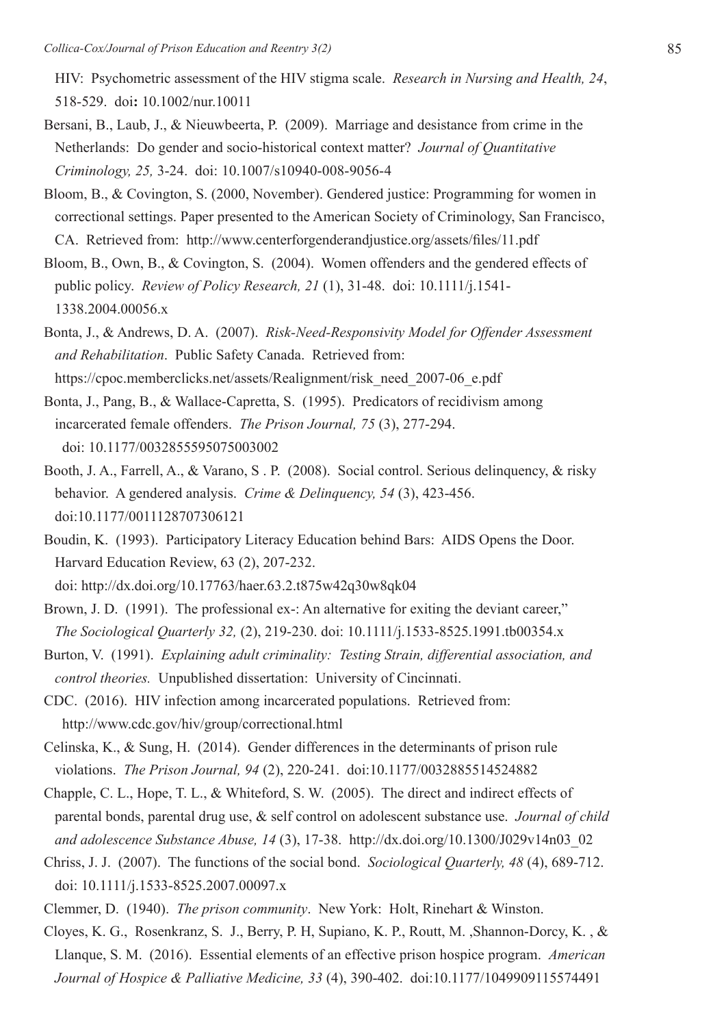HIV: Psychometric assessment of the HIV stigma scale. *Research in Nursing and Health, 24*, 518-529. doi**:** 10.1002/nur.10011

Bersani, B., Laub, J., & Nieuwbeerta, P. (2009). Marriage and desistance from crime in the Netherlands: Do gender and socio-historical context matter? *Journal of Quantitative Criminology, 25,* 3-24. doi: 10.1007/s10940-008-9056-4

Bloom, B., & Covington, S. (2000, November). Gendered justice: Programming for women in correctional settings. Paper presented to the American Society of Criminology, San Francisco, CA. Retrieved from: http://www.centerforgenderandjustice.org/assets/files/11.pdf

Bloom, B., Own, B., & Covington, S. (2004). Women offenders and the gendered effects of public policy. *Review of Policy Research, 21* (1), 31-48. doi: 10.1111/j.1541-1338.2004.00056.x

Bonta, J., & Andrews, D. A. (2007). *Risk-Need-Responsivity Model for Offender Assessment and Rehabilitation*. Public Safety Canada. Retrieved from: https://cpoc.memberclicks.net/assets/Realignment/risk_need_2007-06_e.pdf

Bonta, J., Pang, B., & Wallace-Capretta, S. (1995). Predicators of recidivism among incarcerated female offenders. *The Prison Journal, 75* (3), 277-294. doi: 10.1177/0032855595075003002

Booth, J. A., Farrell, A., & Varano, S . P. (2008). Social control. Serious delinquency, & risky behavior. A gendered analysis. *Crime & Delinquency, 54* (3), 423-456. doi:10.1177/0011128707306121

Boudin, K. (1993). Participatory Literacy Education behind Bars: AIDS Opens the Door. Harvard Education Review, 63 (2), 207-232. doi: http://dx.doi.org/10.17763/haer.63.2.t875w42q30w8qk04

Brown, J. D. (1991). The professional ex-: An alternative for exiting the deviant career," *The Sociological Quarterly 32,* (2), 219-230. doi: 10.1111/j.1533-8525.1991.tb00354.x

Burton, V. (1991). *Explaining adult criminality: Testing Strain, differential association, and control theories.* Unpublished dissertation: University of Cincinnati.

CDC. (2016). HIV infection among incarcerated populations. Retrieved from: http://www.cdc.gov/hiv/group/correctional.html

Celinska, K., & Sung, H. (2014). Gender differences in the determinants of prison rule violations. *The Prison Journal, 94* (2), 220-241. doi:10.1177/0032885514524882

Chapple, C. L., Hope, T. L., & Whiteford, S. W. (2005). The direct and indirect effects of parental bonds, parental drug use, & self control on adolescent substance use. *Journal of child and adolescence Substance Abuse, 14* (3), 17-38. http://dx.doi.org/10.1300/J029v14n03_02

Chriss, J. J. (2007). The functions of the social bond. *Sociological Quarterly, 48* (4), 689-712. doi: 10.1111/j.1533-8525.2007.00097.x

Clemmer, D. (1940). *The prison community*. New York: Holt, Rinehart & Winston.

Cloyes, K. G., Rosenkranz, S. J., Berry, P. H, Supiano, K. P., Routt, M. ,Shannon-Dorcy, K. , & Llanque, S. M. (2016). Essential elements of an effective prison hospice program. *American Journal of Hospice & Palliative Medicine, 33* (4), 390-402. doi:10.1177/1049909115574491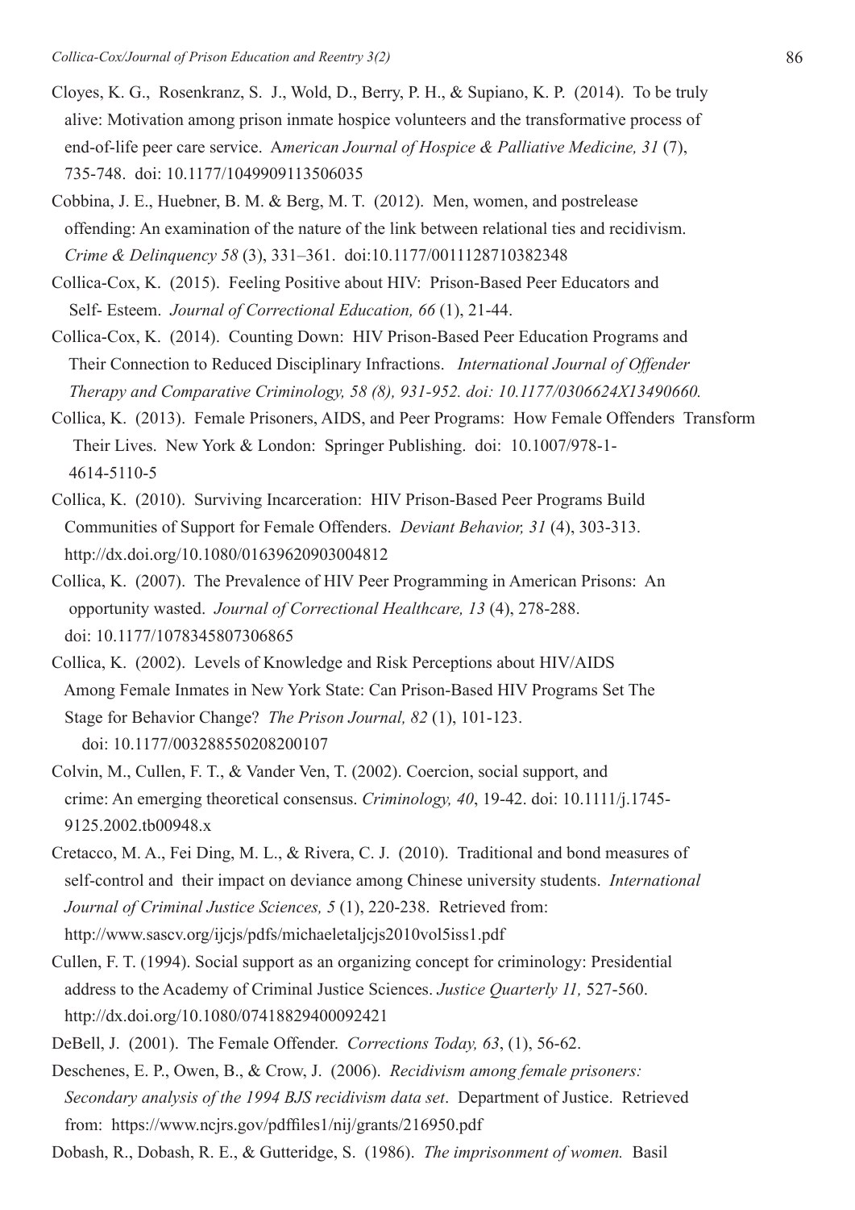Cloyes, K. G., Rosenkranz, S. J., Wold, D., Berry, P. H., & Supiano, K. P. (2014). To be truly alive: Motivation among prison inmate hospice volunteers and the transformative process of end-of-life peer care service. A*merican Journal of Hospice & Palliative Medicine, 31* (7), 735-748. doi: 10.1177/1049909113506035

Cobbina, J. E., Huebner, B. M. & Berg, M. T. (2012). Men, women, and postrelease offending: An examination of the nature of the link between relational ties and recidivism. *Crime & Delinquency 58* (3), 331–361. doi:10.1177/0011128710382348

Collica-Cox, K. (2015). Feeling Positive about HIV: Prison-Based Peer Educators and Self- Esteem. *Journal of Correctional Education, 66* (1), 21-44.

Collica-Cox, K. (2014). Counting Down: HIV Prison-Based Peer Education Programs and Their Connection to Reduced Disciplinary Infractions. *International Journal of Offender Therapy and Comparative Criminology, 58 (8), 931-952. doi: 10.1177/0306624X13490660.*

Collica, K. (2013). Female Prisoners, AIDS, and Peer Programs: How Female Offenders Transform Their Lives. New York & London: Springer Publishing. doi: 10.1007/978-1-4614-5110-5

Collica, K. (2010). Surviving Incarceration: HIV Prison-Based Peer Programs Build Communities of Support for Female Offenders. *Deviant Behavior, 31* (4), 303-313. http://dx.doi.org/10.1080/01639620903004812

Collica, K. (2007). The Prevalence of HIV Peer Programming in American Prisons: An opportunity wasted. *Journal of Correctional Healthcare, 13* (4), 278-288. doi: 10.1177/1078345807306865

Collica, K. (2002). Levels of Knowledge and Risk Perceptions about HIV/AIDS Among Female Inmates in New York State: Can Prison-Based HIV Programs Set The Stage for Behavior Change? *The Prison Journal, 82* (1), 101-123. doi: 10.1177/003288550208200107

Colvin, M., Cullen, F. T., & Vander Ven, T. (2002). Coercion, social support, and crime: An emerging theoretical consensus. *Criminology, 40*, 19-42. doi: 10.1111/j.1745-9125.2002.tb00948.x

Cretacco, M. A., Fei Ding, M. L., & Rivera, C. J. (2010). Traditional and bond measures of self-control and their impact on deviance among Chinese university students. *International Journal of Criminal Justice Sciences, 5* (1), 220-238. Retrieved from: http://www.sascv.org/ijcjs/pdfs/michaeletaljcjs2010vol5iss1.pdf

Cullen, F. T. (1994). Social support as an organizing concept for criminology: Presidential address to the Academy of Criminal Justice Sciences. *Justice Quarterly 11,* 527-560. http://dx.doi.org/10.1080/07418829400092421

DeBell, J. (2001). The Female Offender. *Corrections Today, 63*, (1), 56-62.

Deschenes, E. P., Owen, B., & Crow, J. (2006). *Recidivism among female prisoners: Secondary analysis of the 1994 BJS recidivism data set*. Department of Justice. Retrieved from: https://www.ncjrs.gov/pdffiles1/nij/grants/216950.pdf

Dobash, R., Dobash, R. E., & Gutteridge, S. (1986). *The imprisonment of women.* Basil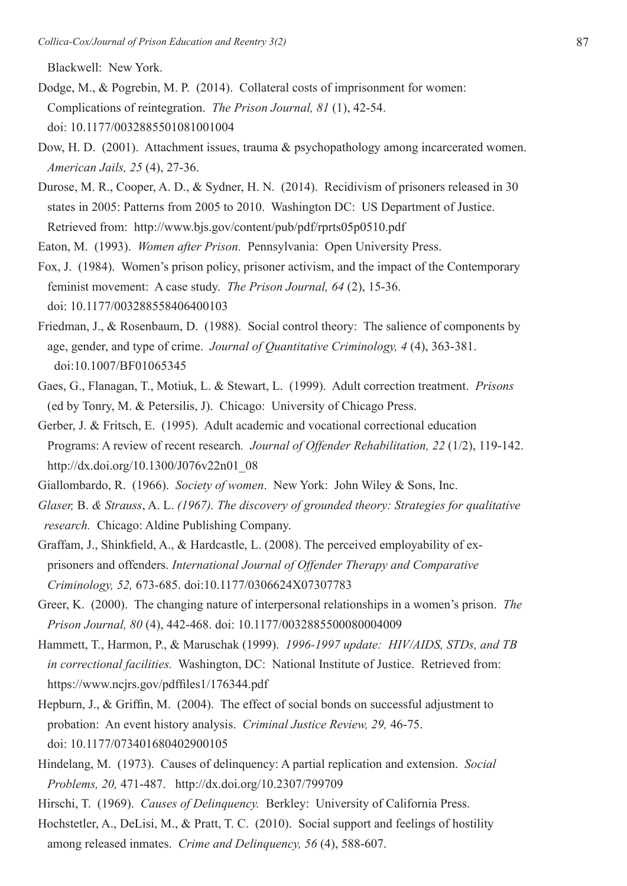Blackwell: New York.

Dodge, M., & Pogrebin, M. P. (2014). Collateral costs of imprisonment for women: Complications of reintegration. *The Prison Journal, 81* (1), 42-54. doi: 10.1177/0032885501081001004

Dow, H. D. (2001). Attachment issues, trauma & psychopathology among incarcerated women. *American Jails, 25* (4), 27-36.

Durose, M. R., Cooper, A. D., & Sydner, H. N. (2014). Recidivism of prisoners released in 30 states in 2005: Patterns from 2005 to 2010. Washington DC: US Department of Justice. Retrieved from: http://www.bjs.gov/content/pub/pdf/rprts05p0510.pdf

Eaton, M. (1993). *Women after Prison.* Pennsylvania: Open University Press.

Fox, J. (1984). Women's prison policy, prisoner activism, and the impact of the Contemporary feminist movement: A case study. *The Prison Journal, 64* (2), 15-36. doi: 10.1177/003288558406400103

Friedman, J., & Rosenbaum, D. (1988). Social control theory: The salience of components by age, gender, and type of crime. *Journal of Quantitative Criminology, 4* (4), 363-381. doi:10.1007/BF01065345

Gaes, G., Flanagan, T., Motiuk, L. & Stewart, L. (1999). Adult correction treatment. *Prisons* (ed by Tonry, M. & Petersilis, J). Chicago: University of Chicago Press.

Gerber, J. & Fritsch, E. (1995). Adult academic and vocational correctional education Programs: A review of recent research*. Journal of Offender Rehabilitation, 22* (1/2), 119-142. http://dx.doi.org/10.1300/J076v22n01_08

Giallombardo, R. (1966). *Society of women*. New York: John Wiley & Sons, Inc.

*Glaser,* B. *& Strauss*, A. L. *(1967). The discovery of grounded theory: Strategies for qualitative research.* Chicago: Aldine Publishing Company.

Graffam, J., Shinkfield, A., & Hardcastle, L. (2008). The perceived employability of ex-prisoners and offenders. *International Journal of Offender Therapy and Comparative Criminology, 52,* 673-685. doi:10.1177/0306624X07307783

Greer, K. (2000). The changing nature of interpersonal relationships in a women's prison. *The Prison Journal, 80* (4), 442-468. doi: 10.1177/0032885500080004009

Hammett, T., Harmon, P., & Maruschak (1999). *1996-1997 update: HIV/AIDS, STDs, and TB in correctional facilities.* Washington, DC: National Institute of Justice. Retrieved from: https://www.ncjrs.gov/pdffiles1/176344.pdf

Hepburn, J., & Griffin, M. (2004). The effect of social bonds on successful adjustment to probation: An event history analysis. *Criminal Justice Review, 29,* 46-75. doi: 10.1177/073401680402900105

Hindelang, M. (1973). Causes of delinquency: A partial replication and extension. *Social Problems, 20,* 471-487. http://dx.doi.org/10.2307/799709

Hirschi, T. (1969). *Causes of Delinquency.* Berkley: University of California Press.

Hochstetler, A., DeLisi, M., & Pratt, T. C. (2010). Social support and feelings of hostility among released inmates. *Crime and Delinquency, 56* (4), 588-607.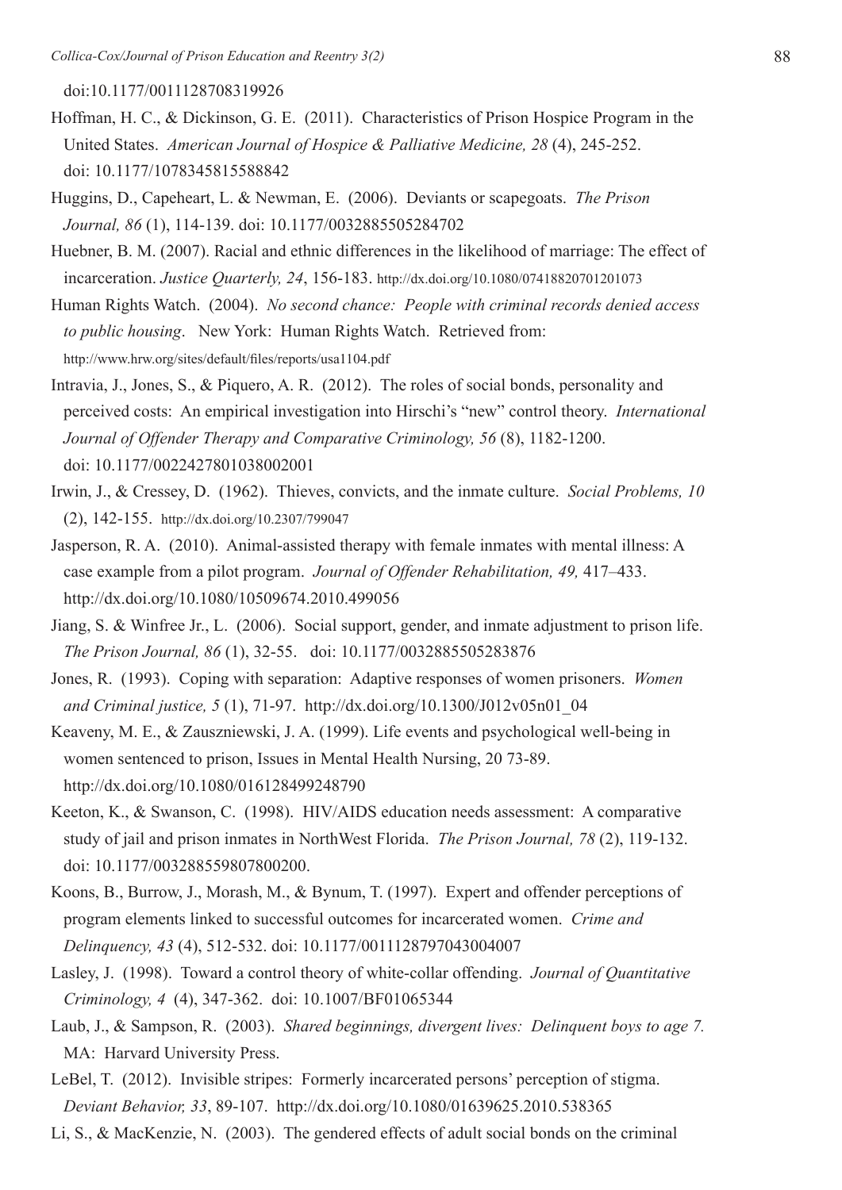doi:10.1177/0011128708319926

Hoffman, H. C., & Dickinson, G. E. (2011). Characteristics of Prison Hospice Program in the United States. *American Journal of Hospice & Palliative Medicine, 28* (4), 245-252. doi: 10.1177/1078345815588842

Huggins, D., Capeheart, L. & Newman, E. (2006). Deviants or scapegoats. *The Prison Journal, 86* (1), 114-139. doi: 10.1177/0032885505284702

Huebner, B. M. (2007). Racial and ethnic differences in the likelihood of marriage: The effect of incarceration. *Justice Quarterly, 24*, 156-183. http://dx.doi.org/10.1080/07418820701201073

Human Rights Watch. (2004). *No second chance: People with criminal records denied access to public housing*. New York: Human Rights Watch. Retrieved from: http://www.hrw.org/sites/default/files/reports/usa1104.pdf

Intravia, J., Jones, S., & Piquero, A. R. (2012). The roles of social bonds, personality and perceived costs: An empirical investigation into Hirschi's "new" control theory. *International Journal of Offender Therapy and Comparative Criminology, 56* (8), 1182-1200. doi: 10.1177/0022427801038002001

Irwin, J., & Cressey, D. (1962). Thieves, convicts, and the inmate culture. *Social Problems, 10* (2), 142-155. http://dx.doi.org/10.2307/799047

Jasperson, R. A. (2010). Animal-assisted therapy with female inmates with mental illness: A case example from a pilot program. *Journal of Offender Rehabilitation, 49,* 417–433. http://dx.doi.org/10.1080/10509674.2010.499056

Jiang, S. & Winfree Jr., L. (2006). Social support, gender, and inmate adjustment to prison life. *The Prison Journal, 86* (1), 32-55. doi: 10.1177/0032885505283876

Jones, R. (1993). Coping with separation: Adaptive responses of women prisoners. *Women and Criminal justice, 5* (1), 71-97. http://dx.doi.org/10.1300/J012v05n01_04

Keaveny, M. E., & Zauszniewski, J. A. (1999). Life events and psychological well-being in women sentenced to prison, Issues in Mental Health Nursing, 20 73-89. http://dx.doi.org/10.1080/016128499248790

Keeton, K., & Swanson, C. (1998). HIV/AIDS education needs assessment: A comparative study of jail and prison inmates in NorthWest Florida. *The Prison Journal, 78* (2), 119-132. doi: 10.1177/003288559807800200.

Koons, B., Burrow, J., Morash, M., & Bynum, T. (1997). Expert and offender perceptions of program elements linked to successful outcomes for incarcerated women. *Crime and Delinquency, 43* (4), 512-532. doi: 10.1177/0011128797043004007

Lasley, J. (1998). Toward a control theory of white-collar offending. *Journal of Quantitative Criminology, 4* (4), 347-362. doi: 10.1007/BF01065344

Laub, J., & Sampson, R. (2003). *Shared beginnings, divergent lives: Delinquent boys to age 7.* MA: Harvard University Press.

LeBel, T. (2012). Invisible stripes: Formerly incarcerated persons' perception of stigma. *Deviant Behavior, 33*, 89-107. http://dx.doi.org/10.1080/01639625.2010.538365

Li, S., & MacKenzie, N. (2003). The gendered effects of adult social bonds on the criminal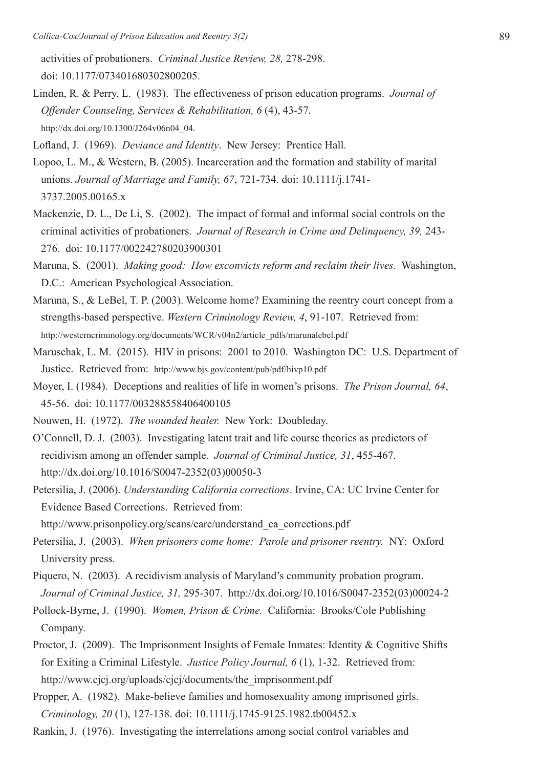activities of probationers. *Criminal Justice Review, 28,* 278-298. doi: 10.1177/073401680302800205.

Linden, R. & Perry, L. (1983). The effectiveness of prison education programs. *Journal of Offender Counseling, Services & Rehabilitation, 6* (4), 43-57. http://dx.doi.org/10.1300/J264v06n04_04.

Lofland, J. (1969). *Deviance and Identity*. New Jersey: Prentice Hall.

Lopoo, L. M., & Western, B. (2005). Incarceration and the formation and stability of marital unions. *Journal of Marriage and Family, 67*, 721-734. doi: 10.1111/j.1741-3737.2005.00165.x

Mackenzie, D. L., De Li, S. (2002). The impact of formal and informal social controls on the criminal activities of probationers. *Journal of Research in Crime and Delinquency, 39,* 243-276. doi: 10.1177/002242780203900301

Maruna, S. (2001). *Making good: How exconvicts reform and reclaim their lives.* Washington, D.C.: American Psychological Association.

Maruna, S., & LeBel, T. P. (2003). Welcome home? Examining the reentry court concept from a strengths-based perspective. *Western Criminology Review, 4*, 91-107. Retrieved from: http://westerncriminology.org/documents/WCR/v04n2/article_pdfs/marunalebel.pdf

Maruschak, L. M. (2015). HIV in prisons: 2001 to 2010. Washington DC: U.S. Department of Justice. Retrieved from: http://www.bjs.gov/content/pub/pdf/hivp10.pdf

Moyer, I. (1984). Deceptions and realities of life in women's prisons. *The Prison Journal, 64*, 45-56. doi: 10.1177/003288558406400105

Nouwen, H. (1972). *The wounded healer.* New York: Doubleday.

O'Connell, D. J. (2003). Investigating latent trait and life course theories as predictors of recidivism among an offender sample. *Journal of Criminal Justice, 31*, 455-467. http://dx.doi.org/10.1016/S0047-2352(03)00050-3

Petersilia, J. (2006). *Understanding California corrections*. Irvine, CA: UC Irvine Center for Evidence Based Corrections. Retrieved from: http://www.prisonpolicy.org/scans/carc/understand_ca_corrections.pdf

Petersilia, J. (2003). *When prisoners come home: Parole and prisoner reentry.* NY: Oxford University press.

Piquero, N. (2003). A recidivism analysis of Maryland's community probation program. *Journal of Criminal Justice, 31,* 295-307. http://dx.doi.org/10.1016/S0047-2352(03)00024-2

Pollock-Byrne, J. (1990). *Women, Prison & Crime.* California: Brooks/Cole Publishing Company.

Proctor, J. (2009). The Imprisonment Insights of Female Inmates: Identity & Cognitive Shifts for Exiting a Criminal Lifestyle. *Justice Policy Journal, 6* (1), 1-32. Retrieved from: http://www.cjcj.org/uploads/cjcj/documents/the_imprisonment.pdf

Propper, A. (1982). Make-believe families and homosexuality among imprisoned girls. *Criminology, 20* (1), 127-138. doi: 10.1111/j.1745-9125.1982.tb00452.x

Rankin, J. (1976). Investigating the interrelations among social control variables and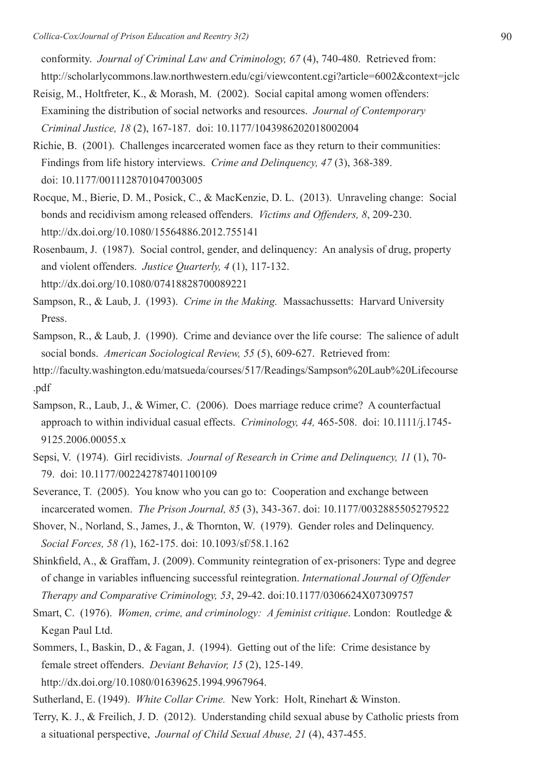conformity. *Journal of Criminal Law and Criminology, 67* (4), 740-480. Retrieved from: http://scholarlycommons.law.northwestern.edu/cgi/viewcontent.cgi?article=6002&context=jclc

Reisig, M., Holtfreter, K., & Morash, M. (2002). Social capital among women offenders: Examining the distribution of social networks and resources. *Journal of Contemporary Criminal Justice, 18* (2), 167-187. doi: 10.1177/1043986202018002004

Richie, B. (2001). Challenges incarcerated women face as they return to their communities: Findings from life history interviews. *Crime and Delinquency, 47* (3), 368-389. doi: 10.1177/0011128701047003005

Rocque, M., Bierie, D. M., Posick, C., & MacKenzie, D. L. (2013). Unraveling change: Social bonds and recidivism among released offenders. *Victims and Offenders, 8*, 209-230. http://dx.doi.org/10.1080/15564886.2012.755141

Rosenbaum, J. (1987). Social control, gender, and delinquency: An analysis of drug, property and violent offenders. *Justice Quarterly, 4* (1), 117-132. http://dx.doi.org/10.1080/07418828700089221

Sampson, R., & Laub, J. (1993). *Crime in the Making.* Massachussetts: Harvard University Press.

Sampson, R., & Laub, J. (1990). Crime and deviance over the life course: The salience of adult social bonds. *American Sociological Review, 55* (5), 609-627. Retrieved from: http://faculty.washington.edu/matsueda/courses/517/Readings/Sampson%20Laub%20Lifecourse.pdf

Sampson, R., Laub, J., & Wimer, C. (2006). Does marriage reduce crime? A counterfactual approach to within individual casual effects. *Criminology, 44,* 465-508. doi: 10.1111/j.1745-9125.2006.00055.x

Sepsi, V. (1974). Girl recidivists. *Journal of Research in Crime and Delinquency, 11* (1), 70-79. doi: 10.1177/002242787401100109

Severance, T. (2005). You know who you can go to: Cooperation and exchange between incarcerated women. *The Prison Journal, 85* (3), 343-367. doi: 10.1177/0032885505279522

Shover, N., Norland, S., James, J., & Thornton, W. (1979). Gender roles and Delinquency. *Social Forces, 58 (*1), 162-175. doi: 10.1093/sf/58.1.162

Shinkfield, A., & Graffam, J. (2009). Community reintegration of ex-prisoners: Type and degree of change in variables influencing successful reintegration. *International Journal of Offender Therapy and Comparative Criminology, 53*, 29-42. doi:10.1177/0306624X07309757

Smart, C. (1976). *Women, crime, and criminology: A feminist critique*. London: Routledge & Kegan Paul Ltd.

Sommers, I., Baskin, D., & Fagan, J. (1994). Getting out of the life: Crime desistance by female street offenders. *Deviant Behavior, 15* (2), 125-149. http://dx.doi.org/10.1080/01639625.1994.9967964.

Sutherland, E. (1949). *White Collar Crime.* New York: Holt, Rinehart & Winston.

Terry, K. J., & Freilich, J. D. (2012). Understanding child sexual abuse by Catholic priests from a situational perspective, *Journal of Child Sexual Abuse, 21* (4), 437-455.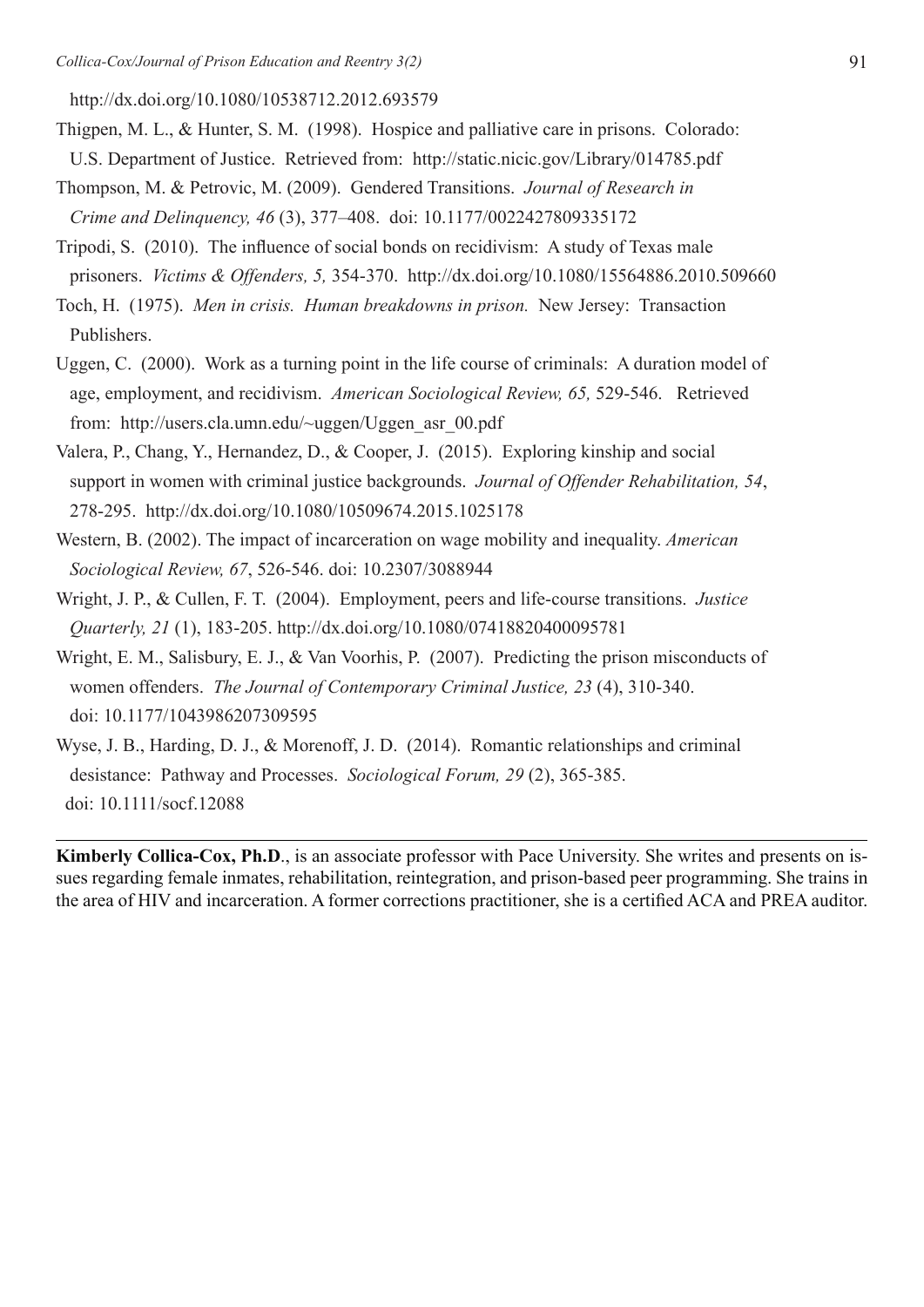http://dx.doi.org/10.1080/10538712.2012.693579

Thigpen, M. L., & Hunter, S. M. (1998). Hospice and palliative care in prisons. Colorado: U.S. Department of Justice. Retrieved from: http://static.nicic.gov/Library/014785.pdf

Thompson, M. & Petrovic, M. (2009). Gendered Transitions. *Journal of Research in Crime and Delinquency, 46* (3), 377–408. doi: 10.1177/0022427809335172

Tripodi, S. (2010). The influence of social bonds on recidivism: A study of Texas male prisoners. *Victims & Offenders, 5,* 354-370. http://dx.doi.org/10.1080/15564886.2010.509660

Toch, H. (1975). *Men in crisis. Human breakdowns in prison.* New Jersey: Transaction Publishers.

Uggen, C. (2000). Work as a turning point in the life course of criminals: A duration model of age, employment, and recidivism. *American Sociological Review, 65,* 529-546. Retrieved from: http://users.cla.umn.edu/~uggen/Uggen_asr_00.pdf

Valera, P., Chang, Y., Hernandez, D., & Cooper, J. (2015). Exploring kinship and social support in women with criminal justice backgrounds. *Journal of Offender Rehabilitation, 54*, 278-295. http://dx.doi.org/10.1080/10509674.2015.1025178

Western, B. (2002). The impact of incarceration on wage mobility and inequality. *American Sociological Review, 67*, 526-546. doi: 10.2307/3088944

Wright, J. P., & Cullen, F. T. (2004). Employment, peers and life-course transitions. *Justice Quarterly, 21* (1), 183-205. http://dx.doi.org/10.1080/07418820400095781

Wright, E. M., Salisbury, E. J., & Van Voorhis, P. (2007). Predicting the prison misconducts of women offenders. *The Journal of Contemporary Criminal Justice, 23* (4), 310-340. doi: 10.1177/1043986207309595

Wyse, J. B., Harding, D. J., & Morenoff, J. D. (2014). Romantic relationships and criminal desistance: Pathway and Processes. *Sociological Forum, 29* (2), 365-385. doi: 10.1111/socf.12088

---

**Kimberly Collica-Cox, Ph.D**., is an associate professor with Pace University. She writes and presents on issues regarding female inmates, rehabilitation, reintegration, and prison-based peer programming. She trains in the area of HIV and incarceration. A former corrections practitioner, she is a certified ACA and PREA auditor.